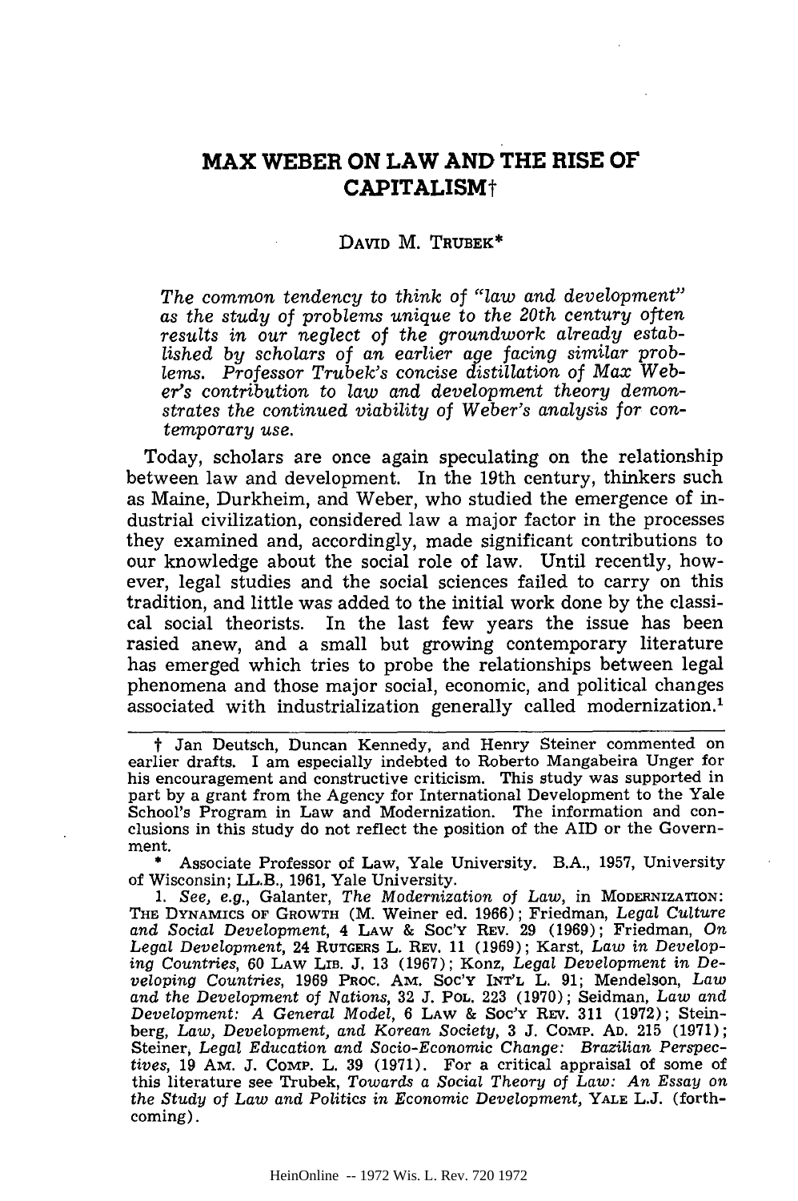# MAX WEBER ON LAW AND THE RISE OF CAPITALISM†

DAVID M. TRUBEK*

*The common tendency to think of "law and development" as the study of problems unique to the 20th century often results in our neglect of the groundwork already established by scholars of an earlier age facing similar problems. Professor Trubek's concise distillation of Max Weber's contribution to law and development theory demonstrates the continued viability of Weber's analysis for contemporary use.*

Today, scholars are once again speculating on the relationship between law and development. In the 19th century, thinkers such as Maine, Durkheim, and Weber, who studied the emergence of industrial civilization, considered law a major factor in the processes they examined and, accordingly, made significant contributions to our knowledge about the social role of law. Until recently, however, legal studies and the social sciences failed to carry on this tradition, and little was added to the initial work done by the classical social theorists. In the last few years the issue has been rasied anew, and a small but growing contemporary literature has emerged which tries to probe the relationships between legal phenomena and those major social, economic, and political changes associated with industrialization generally called modernization.[1]

---

† Jan Deutsch, Duncan Kennedy, and Henry Steiner commented on earlier drafts. I am especially indebted to Roberto Mangabeira Unger for his encouragement and constructive criticism. This study was supported in part by a grant from the Agency for International Development to the Yale School's Program in Law and Modernization. The information and conclusions in this study do not reflect the position of the AID or the Government.

\* Associate Professor of Law, Yale University. B.A., 1957, University of Wisconsin; LL.B., 1961, Yale University.

1. *See, e.g.*, Galanter, *The Modernization of Law*, in MODERNIZATION: THE DYNAMICS OF GROWTH (M. Weiner ed. 1966); Friedman, *Legal Culture and Social Development*, 4 LAW & SOC'Y REV. 29 (1969); Friedman, *On Legal Development*, 24 RUTGERS L. REV. 11 (1969); Karst, *Law in Developing Countries*, 60 LAW LIB. J. 13 (1967); Konz, *Legal Development in Developing Countries*, 1969 PROC. AM. SOC'Y INT'L L. 91; Mendelson, *Law and the Development of Nations*, 32 J. POL. 223 (1970); Seidman, *Law and Development: A General Model*, 6 LAW & SOC'Y REV. 311 (1972); Steinberg, *Law, Development, and Korean Society*, 3 J. COMP. AD. 215 (1971); Steiner, *Legal Education and Socio-Economic Change: Brazilian Perspectives*, 19 AM. J. COMP. L. 39 (1971). For a critical appraisal of some of this literature see Trubek, *Towards a Social Theory of Law: An Essay on the Study of Law and Politics in Economic Development*, YALE L.J. (forthcoming).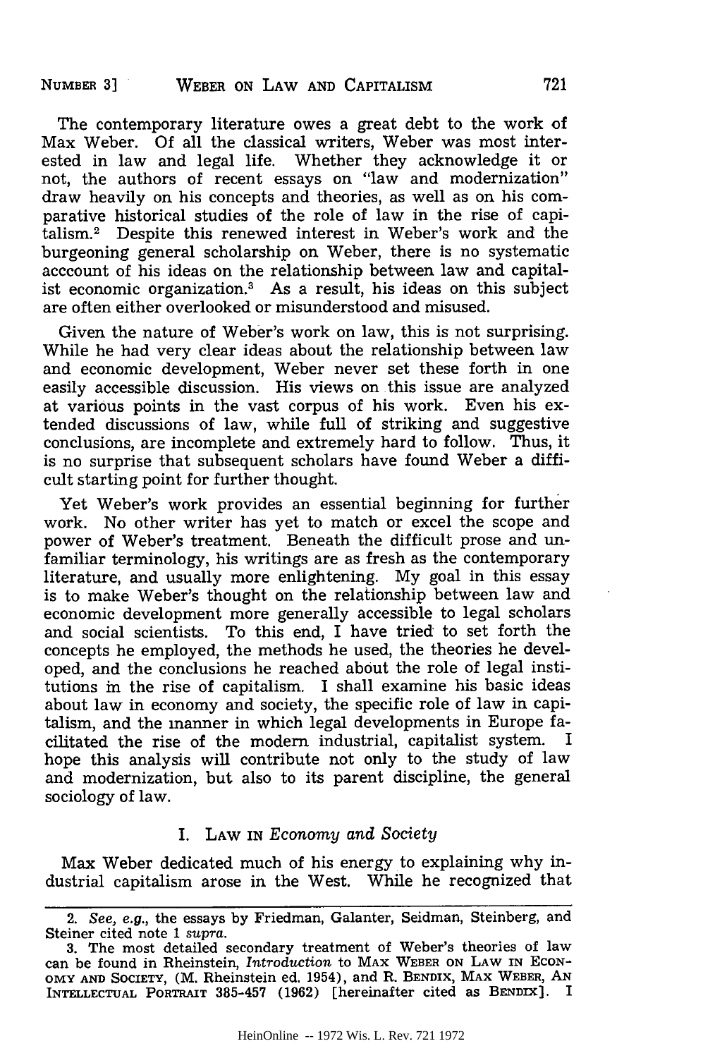The contemporary literature owes a great debt to the work of Max Weber. Of all the classical writers, Weber was most interested in law and legal life. Whether they acknowledge it or not, the authors of recent essays on "law and modernization" draw heavily on his concepts and theories, as well as on his comparative historical studies of the role of law in the rise of capitalism.[2] Despite this renewed interest in Weber's work and the burgeoning general scholarship on Weber, there is no systematic acccount of his ideas on the relationship between law and capitalist economic organization.[3] As a result, his ideas on this subject are often either overlooked or misunderstood and misused.

Given the nature of Weber's work on law, this is not surprising. While he had very clear ideas about the relationship between law and economic development, Weber never set these forth in one easily accessible discussion. His views on this issue are analyzed at various points in the vast corpus of his work. Even his extended discussions of law, while full of striking and suggestive conclusions, are incomplete and extremely hard to follow. Thus, it is no surprise that subsequent scholars have found Weber a difficult starting point for further thought.

Yet Weber's work provides an essential beginning for further work. No other writer has yet to match or excel the scope and power of Weber's treatment. Beneath the difficult prose and unfamiliar terminology, his writings are as fresh as the contemporary literature, and usually more enlightening. My goal in this essay is to make Weber's thought on the relationship between law and economic development more generally accessible to legal scholars and social scientists. To this end, I have tried to set forth the concepts he employed, the methods he used, the theories he developed, and the conclusions he reached about the role of legal institutions in the rise of capitalism. I shall examine his basic ideas about law in economy and society, the specific role of law in capitalism, and the manner in which legal developments in Europe facilitated the rise of the modern industrial, capitalist system. I hope this analysis will contribute not only to the study of law and modernization, but also to its parent discipline, the general sociology of law.

## I. Law in *Economy and Society*

Max Weber dedicated much of his energy to explaining why industrial capitalism arose in the West. While he recognized that

---

2. *See, e.g.*, the essays by Friedman, Galanter, Seidman, Steinberg, and Steiner cited note 1 *supra*.

3. The most detailed secondary treatment of Weber's theories of law can be found in Rheinstein, *Introduction* to MAX WEBER ON LAW IN ECONOMY AND SOCIETY, (M. Rheinstein ed. 1954), and R. BENDIX, MAX WEBER, AN INTELLECTUAL PORTRAIT 385-457 (1962) [hereinafter cited as BENDIX]. I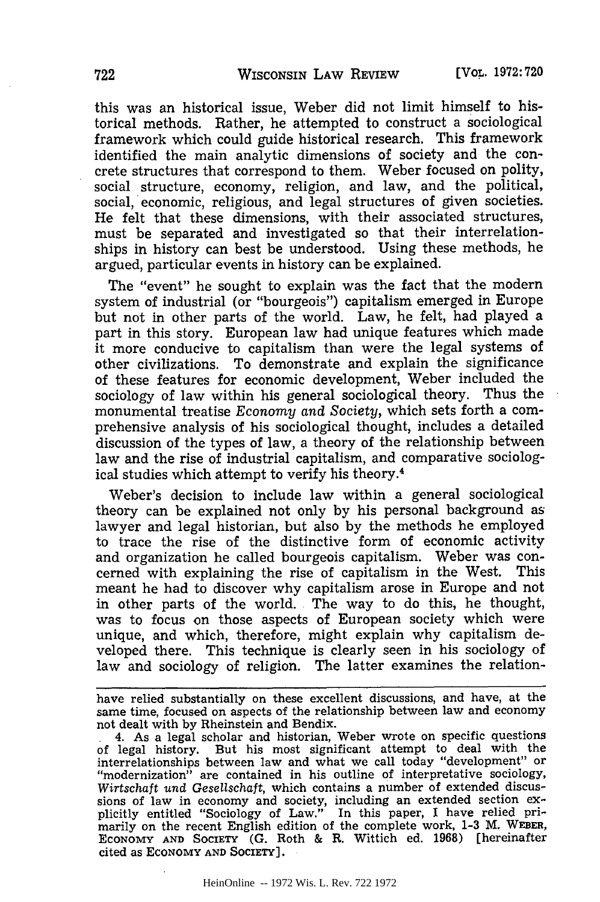this was an historical issue, Weber did not limit himself to historical methods. Rather, he attempted to construct a sociological framework which could guide historical research. This framework identified the main analytic dimensions of society and the concrete structures that correspond to them. Weber focused on polity, social structure, economy, religion, and law, and the political, social, economic, religious, and legal structures of given societies. He felt that these dimensions, with their associated structures, must be separated and investigated so that their interrelationships in history can best be understood. Using these methods, he argued, particular events in history can be explained.

The "event" he sought to explain was the fact that the modern system of industrial (or "bourgeois") capitalism emerged in Europe but not in other parts of the world. Law, he felt, had played a part in this story. European law had unique features which made it more conducive to capitalism than were the legal systems of other civilizations. To demonstrate and explain the significance of these features for economic development, Weber included the sociology of law within his general sociological theory. Thus the monumental treatise *Economy and Society*, which sets forth a comprehensive analysis of his sociological thought, includes a detailed discussion of the types of law, a theory of the relationship between law and the rise of industrial capitalism, and comparative sociological studies which attempt to verify his theory.[4]

Weber's decision to include law within a general sociological theory can be explained not only by his personal background as lawyer and legal historian, but also by the methods he employed to trace the rise of the distinctive form of economic activity and organization he called bourgeois capitalism. Weber was concerned with explaining the rise of capitalism in the West. This meant he had to discover why capitalism arose in Europe and not in other parts of the world. The way to do this, he thought, was to focus on those aspects of European society which were unique, and which, therefore, might explain why capitalism developed there. This technique is clearly seen in his sociology of law and sociology of religion. The latter examines the relation-

---

have relied substantially on these excellent discussions, and have, at the same time, focused on aspects of the relationship between law and economy not dealt with by Rheinstein and Bendix.

4. As a legal scholar and historian, Weber wrote on specific questions of legal history. But his most significant attempt to deal with the interrelationships between law and what we call today "development" or "modernization" are contained in his outline of interpretative sociology, *Wirtschaft und Gesellschaft*, which contains a number of extended discussions of law in economy and society, including an extended section explicitly entitled "Sociology of Law." In this paper, I have relied primarily on the recent English edition of the complete work, 1-3 M. WEBER, ECONOMY AND SOCIETY (G. Roth & R. Wittich ed. 1968) [hereinafter cited as ECONOMY AND SOCIETY].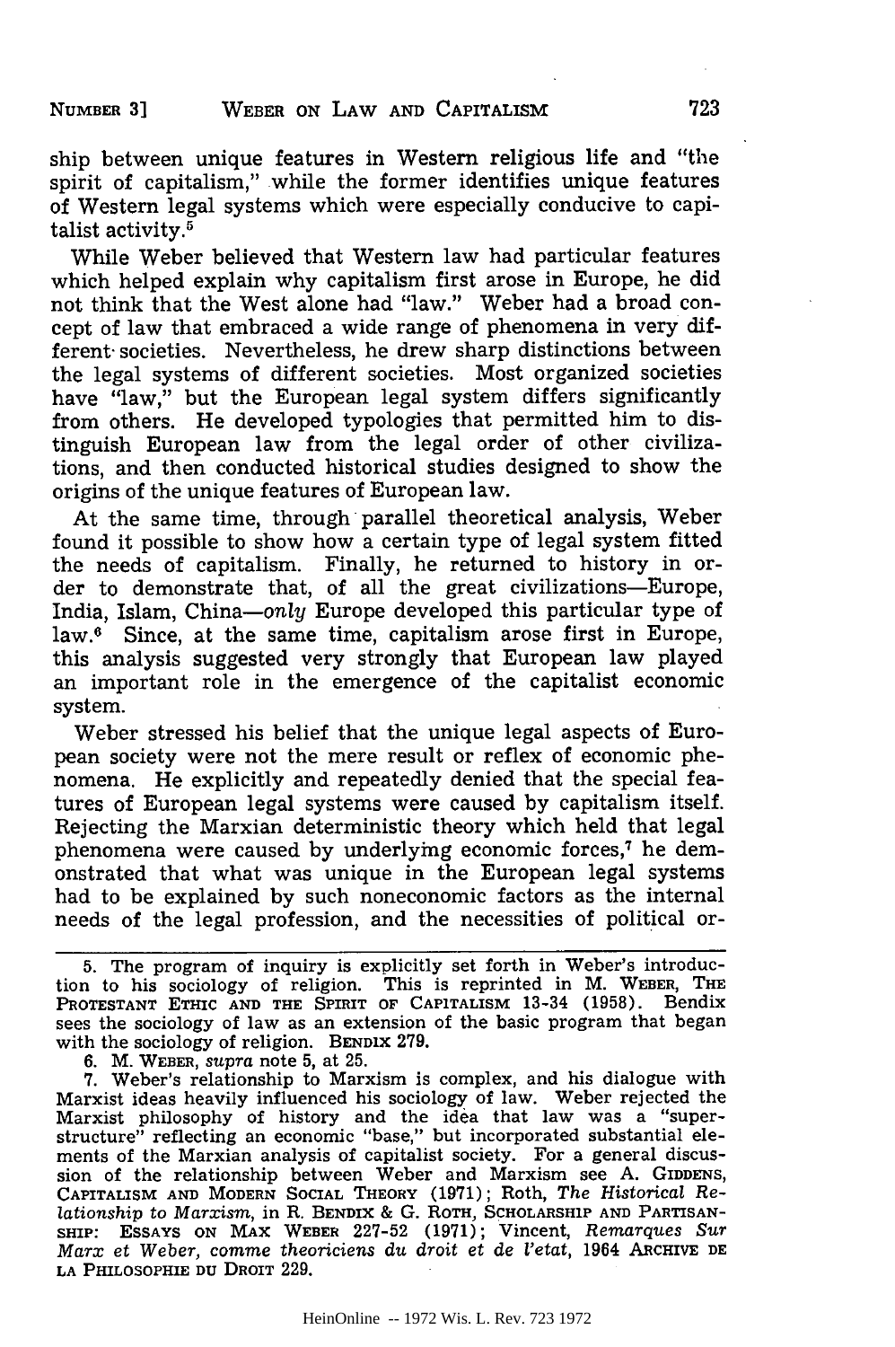ship between unique features in Western religious life and "the spirit of capitalism," while the former identifies unique features of Western legal systems which were especially conducive to capitalist activity.[5]

While Weber believed that Western law had particular features which helped explain why capitalism first arose in Europe, he did not think that the West alone had "law." Weber had a broad concept of law that embraced a wide range of phenomena in very different societies. Nevertheless, he drew sharp distinctions between the legal systems of different societies. Most organized societies have "law," but the European legal system differs significantly from others. He developed typologies that permitted him to distinguish European law from the legal order of other civilizations, and then conducted historical studies designed to show the origins of the unique features of European law.

At the same time, through parallel theoretical analysis, Weber found it possible to show how a certain type of legal system fitted the needs of capitalism. Finally, he returned to history in order to demonstrate that, of all the great civilizations—Europe, India, Islam, China—*only* Europe developed this particular type of law.[6] Since, at the same time, capitalism arose first in Europe, this analysis suggested very strongly that European law played an important role in the emergence of the capitalist economic system.

Weber stressed his belief that the unique legal aspects of European society were not the mere result or reflex of economic phenomena. He explicitly and repeatedly denied that the special features of European legal systems were caused by capitalism itself. Rejecting the Marxian deterministic theory which held that legal phenomena were caused by underlying economic forces,[7] he demonstrated that what was unique in the European legal systems had to be explained by such noneconomic factors as the internal needs of the legal profession, and the necessities of political or-

---

5. The program of inquiry is explicitly set forth in Weber's introduction to his sociology of religion. This is reprinted in M. WEBER, THE PROTESTANT ETHIC AND THE SPIRIT OF CAPITALISM 13-34 (1958). Bendix sees the sociology of law as an extension of the basic program that began with the sociology of religion. BENDIX 279.

6. M. WEBER, *supra* note 5, at 25.

7. Weber's relationship to Marxism is complex, and his dialogue with Marxist ideas heavily influenced his sociology of law. Weber rejected the Marxist philosophy of history and the idea that law was a "superstructure" reflecting an economic "base," but incorporated substantial elements of the Marxian analysis of capitalist society. For a general discussion of the relationship between Weber and Marxism see A. GIDDENS, CAPITALISM AND MODERN SOCIAL THEORY (1971); Roth, *The Historical Relationship to Marxism*, in R. BENDIX & G. ROTH, SCHOLARSHIP AND PARTISANSHIP: ESSAYS ON MAX WEBER 227-52 (1971); Vincent, *Remarques Sur Marx et Weber, comme theoriciens du droit et de l'etat*, 1964 ARCHIVE DE LA PHILOSOPHIE DU DROIT 229.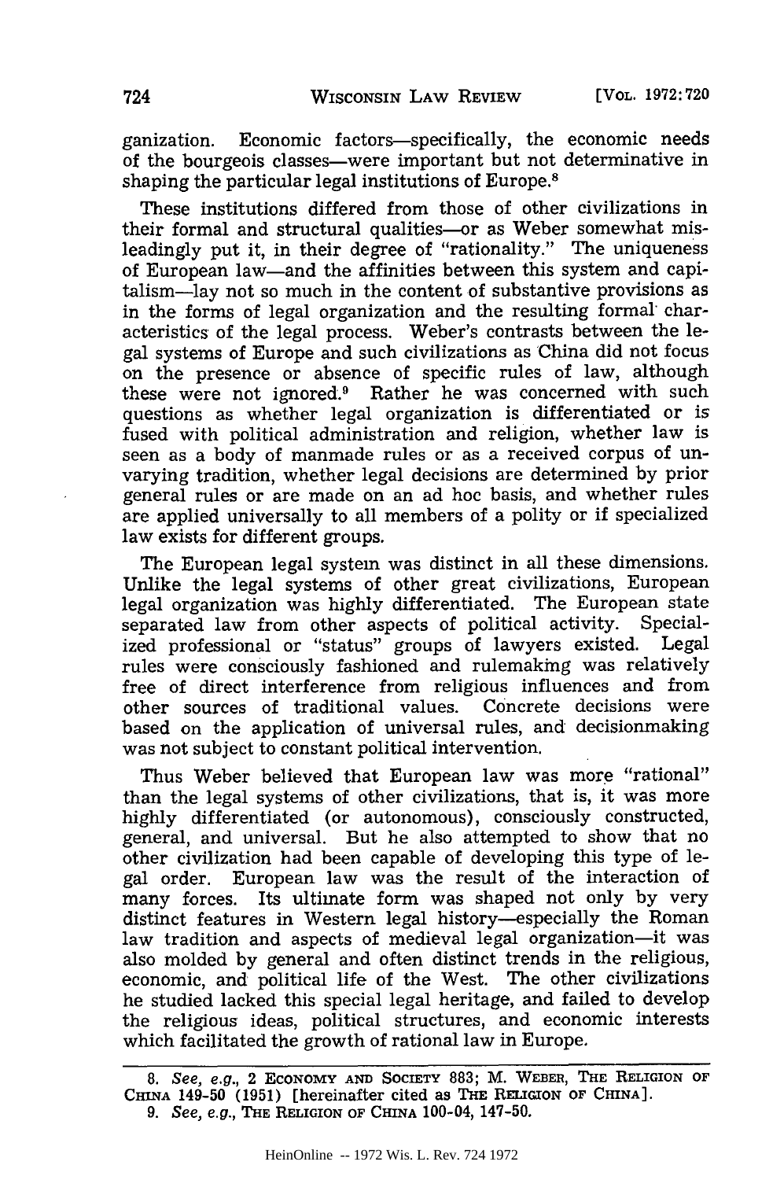ganization. Economic factors—specifically, the economic needs of the bourgeois classes—were important but not determinative in shaping the particular legal institutions of Europe.[8]

These institutions differed from those of other civilizations in their formal and structural qualities—or as Weber somewhat misleadingly put it, in their degree of "rationality." The uniqueness of European law—and the affinities between this system and capitalism—lay not so much in the content of substantive provisions as in the forms of legal organization and the resulting formal characteristics of the legal process. Weber's contrasts between the legal systems of Europe and such civilizations as China did not focus on the presence or absence of specific rules of law, although these were not ignored.[9] Rather he was concerned with such questions as whether legal organization is differentiated or is fused with political administration and religion, whether law is seen as a body of manmade rules or as a received corpus of unvarying tradition, whether legal decisions are determined by prior general rules or are made on an ad hoc basis, and whether rules are applied universally to all members of a polity or if specialized law exists for different groups.

The European legal system was distinct in all these dimensions. Unlike the legal systems of other great civilizations, European legal organization was highly differentiated. The European state separated law from other aspects of political activity. Specialized professional or "status" groups of lawyers existed. Legal rules were consciously fashioned and rulemaking was relatively free of direct interference from religious influences and from other sources of traditional values. Concrete decisions were based on the application of universal rules, and decisionmaking was not subject to constant political intervention.

Thus Weber believed that European law was more "rational" than the legal systems of other civilizations, that is, it was more highly differentiated (or autonomous), consciously constructed, general, and universal. But he also attempted to show that no other civilization had been capable of developing this type of legal order. European law was the result of the interaction of many forces. Its ultimate form was shaped not only by very distinct features in Western legal history—especially the Roman law tradition and aspects of medieval legal organization—it was also molded by general and often distinct trends in the religious, economic, and political life of the West. The other civilizations he studied lacked this special legal heritage, and failed to develop the religious ideas, political structures, and economic interests which facilitated the growth of rational law in Europe.

---

8. *See, e.g.*, 2 ECONOMY AND SOCIETY 883; M. WEBER, THE RELIGION OF CHINA 149-50 (1951) [hereinafter cited as THE RELIGION OF CHINA].

9. *See, e.g.*, THE RELIGION OF CHINA 100-04, 147-50.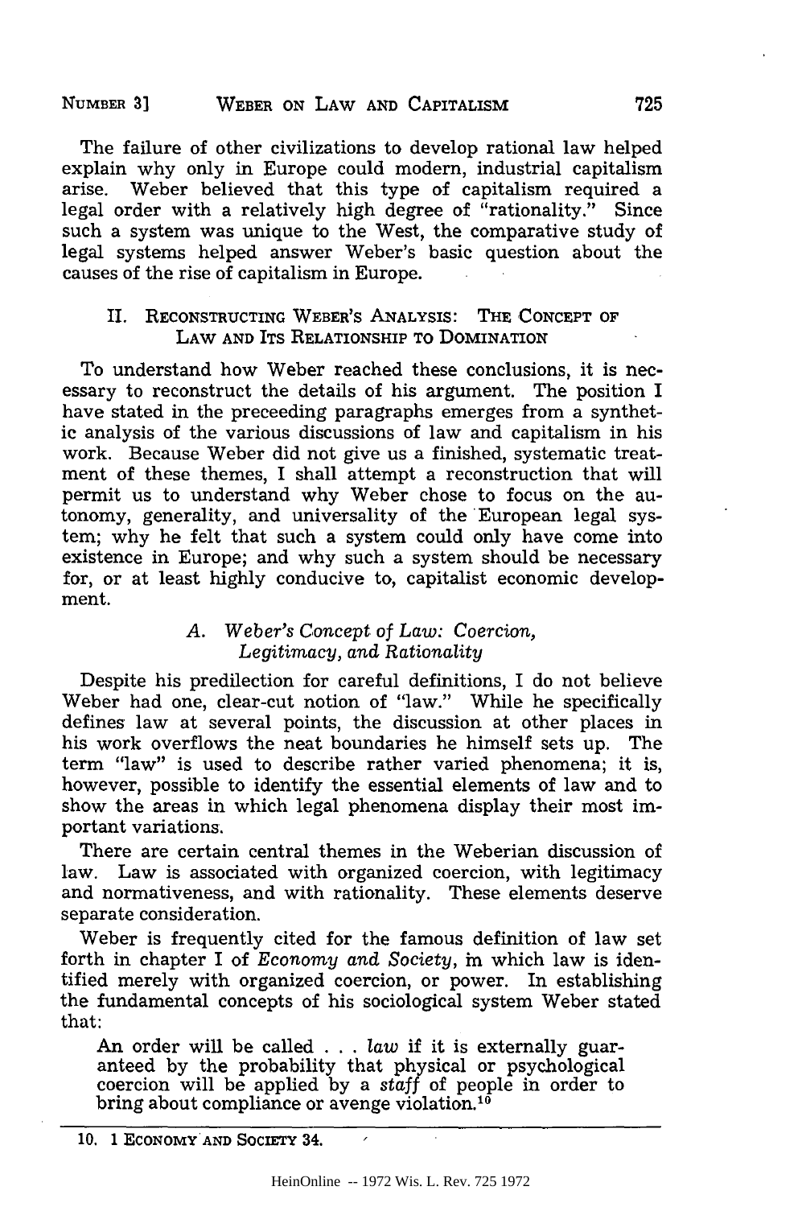The failure of other civilizations to develop rational law helped explain why only in Europe could modern, industrial capitalism arise. Weber believed that this type of capitalism required a legal order with a relatively high degree of "rationality." Since such a system was unique to the West, the comparative study of legal systems helped answer Weber's basic question about the causes of the rise of capitalism in Europe.

## II. Reconstructing Weber's Analysis: The Concept of Law and Its Relationship to Domination

To understand how Weber reached these conclusions, it is necessary to reconstruct the details of his argument. The position I have stated in the preceeding paragraphs emerges from a synthetic analysis of the various discussions of law and capitalism in his work. Because Weber did not give us a finished, systematic treatment of these themes, I shall attempt a reconstruction that will permit us to understand why Weber chose to focus on the autonomy, generality, and universality of the European legal system; why he felt that such a system could only have come into existence in Europe; and why such a system should be necessary for, or at least highly conducive to, capitalist economic development.

### A. *Weber's Concept of Law: Coercion, Legitimacy, and Rationality*

Despite his predilection for careful definitions, I do not believe Weber had one, clear-cut notion of "law." While he specifically defines law at several points, the discussion at other places in his work overflows the neat boundaries he himself sets up. The term "law" is used to describe rather varied phenomena; it is, however, possible to identify the essential elements of law and to show the areas in which legal phenomena display their most important variations.

There are certain central themes in the Weberian discussion of law. Law is associated with organized coercion, with legitimacy and normativeness, and with rationality. These elements deserve separate consideration.

Weber is frequently cited for the famous definition of law set forth in chapter I of *Economy and Society*, in which law is identified merely with organized coercion, or power. In establishing the fundamental concepts of his sociological system Weber stated that:

> An order will be called . . . *law* if it is externally guaranteed by the probability that physical or psychological coercion will be applied by a *staff* of people in order to bring about compliance or avenge violation.[10]

---

10. 1 Economy and Society 34.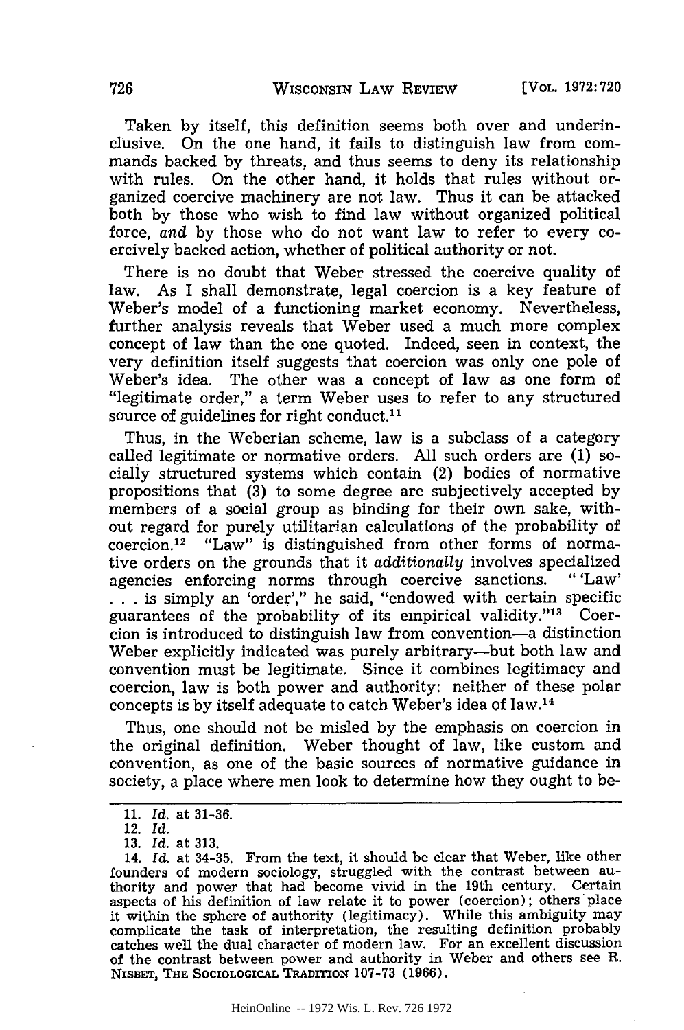Taken by itself, this definition seems both over and underinclusive. On the one hand, it fails to distinguish law from commands backed by threats, and thus seems to deny its relationship with rules. On the other hand, it holds that rules without organized coercive machinery are not law. Thus it can be attacked both by those who wish to find law without organized political force, *and* by those who do not want law to refer to every coercively backed action, whether of political authority or not.

There is no doubt that Weber stressed the coercive quality of law. As I shall demonstrate, legal coercion is a key feature of Weber's model of a functioning market economy. Nevertheless, further analysis reveals that Weber used a much more complex concept of law than the one quoted. Indeed, seen in context, the very definition itself suggests that coercion was only one pole of Weber's idea. The other was a concept of law as one form of "legitimate order," a term Weber uses to refer to any structured source of guidelines for right conduct.[11]

Thus, in the Weberian scheme, law is a subclass of a category called legitimate or normative orders. All such orders are (1) socially structured systems which contain (2) bodies of normative propositions that (3) to some degree are subjectively accepted by members of a social group as binding for their own sake, without regard for purely utilitarian calculations of the probability of coercion.[12] "Law" is distinguished from other forms of normative orders on the grounds that it *additionally* involves specialized agencies enforcing norms through coercive sanctions. "'Law' . . . is simply an 'order'," he said, "endowed with certain specific guarantees of the probability of its empirical validity."[13] Coercion is introduced to distinguish law from convention—a distinction Weber explicitly indicated was purely arbitrary—but both law and convention must be legitimate. Since it combines legitimacy and coercion, law is both power and authority: neither of these polar concepts is by itself adequate to catch Weber's idea of law.[14]

Thus, one should not be misled by the emphasis on coercion in the original definition. Weber thought of law, like custom and convention, as one of the basic sources of normative guidance in society, a place where men look to determine how they ought to be-

---

11. *Id.* at 31-36.

12. *Id.*

13. *Id.* at 313.

14. *Id.* at 34-35. From the text, it should be clear that Weber, like other founders of modern sociology, struggled with the contrast between authority and power that had become vivid in the 19th century. Certain aspects of his definition of law relate it to power (coercion); others place it within the sphere of authority (legitimacy). While this ambiguity may complicate the task of interpretation, the resulting definition probably catches well the dual character of modern law. For an excellent discussion of the contrast between power and authority in Weber and others see R. NISBET, THE SOCIOLOGICAL TRADITION 107-73 (1966).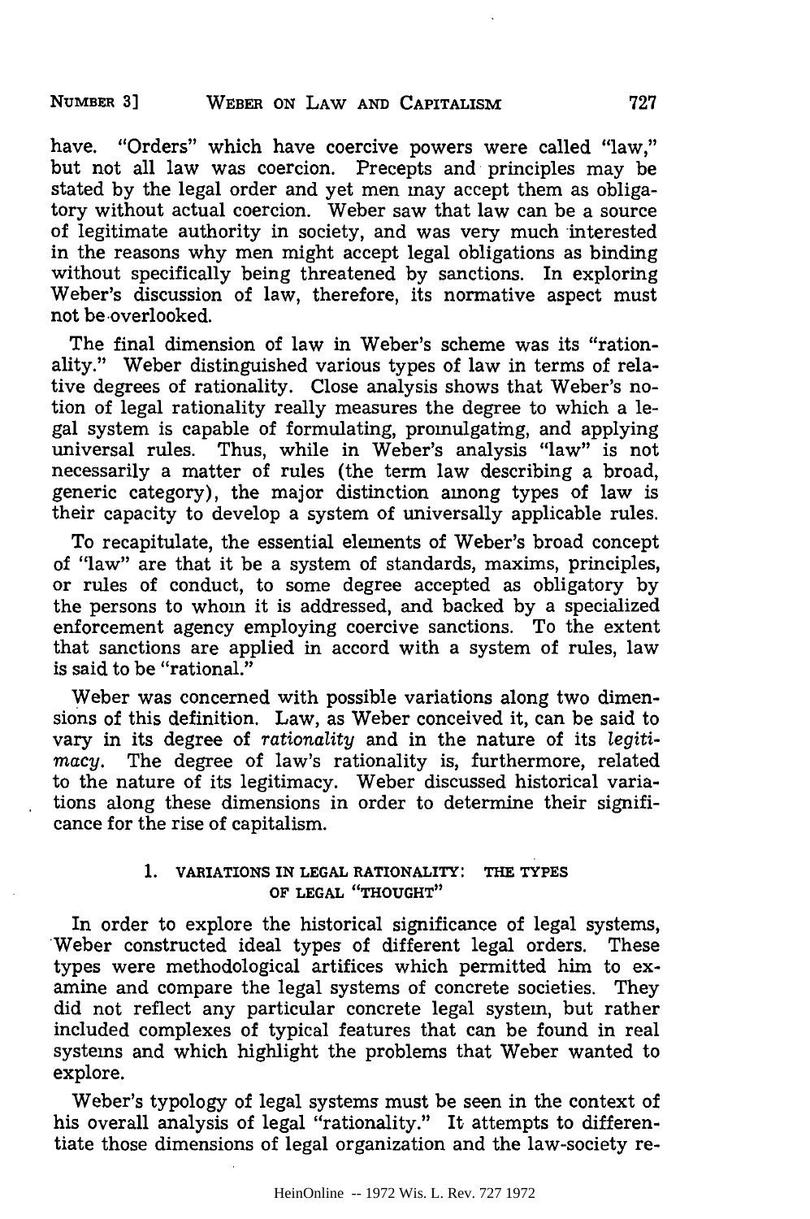have. "Orders" which have coercive powers were called "law," but not all law was coercion. Precepts and principles may be stated by the legal order and yet men may accept them as obligatory without actual coercion. Weber saw that law can be a source of legitimate authority in society, and was very much interested in the reasons why men might accept legal obligations as binding without specifically being threatened by sanctions. In exploring Weber's discussion of law, therefore, its normative aspect must not be overlooked.

The final dimension of law in Weber's scheme was its "rationality." Weber distinguished various types of law in terms of relative degrees of rationality. Close analysis shows that Weber's notion of legal rationality really measures the degree to which a legal system is capable of formulating, promulgating, and applying universal rules. Thus, while in Weber's analysis "law" is not necessarily a matter of rules (the term law describing a broad, generic category), the major distinction among types of law is their capacity to develop a system of universally applicable rules.

To recapitulate, the essential elements of Weber's broad concept of "law" are that it be a system of standards, maxims, principles, or rules of conduct, to some degree accepted as obligatory by the persons to whom it is addressed, and backed by a specialized enforcement agency employing coercive sanctions. To the extent that sanctions are applied in accord with a system of rules, law is said to be "rational."

Weber was concerned with possible variations along two dimensions of this definition. Law, as Weber conceived it, can be said to vary in its degree of *rationality* and in the nature of its *legitimacy*. The degree of law's rationality is, furthermore, related to the nature of its legitimacy. Weber discussed historical variations along these dimensions in order to determine their significance for the rise of capitalism.

### 1. VARIATIONS IN LEGAL RATIONALITY: THE TYPES OF LEGAL "THOUGHT"

In order to explore the historical significance of legal systems, Weber constructed ideal types of different legal orders. These types were methodological artifices which permitted him to examine and compare the legal systems of concrete societies. They did not reflect any particular concrete legal system, but rather included complexes of typical features that can be found in real systems and which highlight the problems that Weber wanted to explore.

Weber's typology of legal systems must be seen in the context of his overall analysis of legal "rationality." It attempts to differentiate those dimensions of legal organization and the law-society re-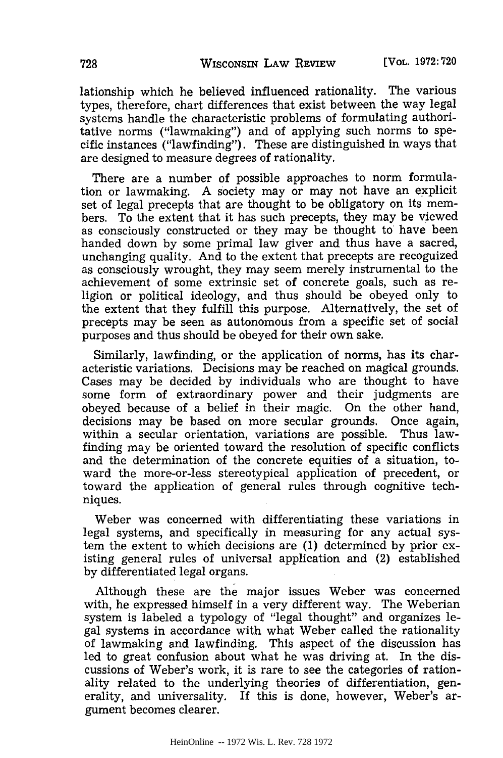lationship which he believed influenced rationality. The various types, therefore, chart differences that exist between the way legal systems handle the characteristic problems of formulating authoritative norms ("lawmaking") and of applying such norms to specific instances ("lawfinding"). These are distinguished in ways that are designed to measure degrees of rationality.

There are a number of possible approaches to norm formulation or lawmaking. A society may or may not have an explicit set of legal precepts that are thought to be obligatory on its members. To the extent that it has such precepts, they may be viewed as consciously constructed or they may be thought to have been handed down by some primal law giver and thus have a sacred, unchanging quality. And to the extent that precepts are recoguized as consciously wrought, they may seem merely instrumental to the achievement of some extrinsic set of concrete goals, such as religion or political ideology, and thus should be obeyed only to the extent that they fulfill this purpose. Alternatively, the set of precepts may be seen as autonomous from a specific set of social purposes and thus should be obeyed for their own sake.

Similarly, lawfinding, or the application of norms, has its characteristic variations. Decisions may be reached on magical grounds. Cases may be decided by individuals who are thought to have some form of extraordinary power and their judgments are obeyed because of a belief in their magic. On the other hand, decisions may be based on more secular grounds. Once again, within a secular orientation, variations are possible. Thus lawfinding may be oriented toward the resolution of specific conflicts and the determination of the concrete equities of a situation, toward the more-or-less stereotypical application of precedent, or toward the application of general rules through cognitive techniques.

Weber was concerned with differentiating these variations in legal systems, and specifically in measuring for any actual system the extent to which decisions are (1) determined by prior existing general rules of universal application and (2) established by differentiated legal organs.

Although these are the major issues Weber was concerned with, he expressed himself in a very different way. The Weberian system is labeled a typology of "legal thought" and organizes legal systems in accordance with what Weber called the rationality of lawmaking and lawfinding. This aspect of the discussion has led to great confusion about what he was driving at. In the discussions of Weber's work, it is rare to see the categories of rationality related to the underlying theories of differentiation, generality, and universality. If this is done, however, Weber's argument becomes clearer.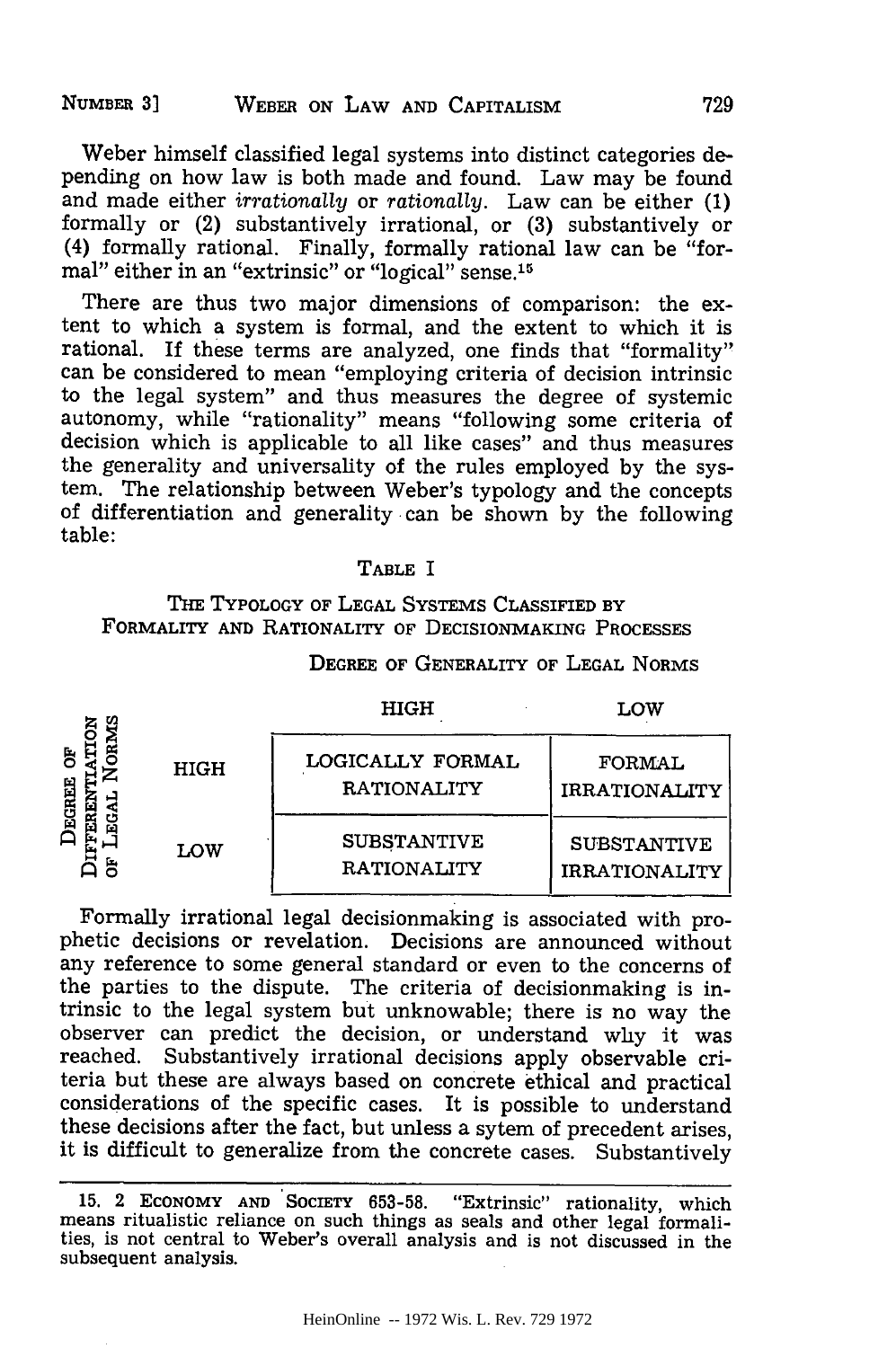Weber himself classified legal systems into distinct categories depending on how law is both made and found. Law may be found and made either *irrationally* or *rationally*. Law can be either (1) formally or (2) substantively irrational, or (3) substantively or (4) formally rational. Finally, formally rational law can be "formal" either in an "extrinsic" or "logical" sense.[15]

There are thus two major dimensions of comparison: the extent to which a system is formal, and the extent to which it is rational. If these terms are analyzed, one finds that "formality" can be considered to mean "employing criteria of decision intrinsic to the legal system" and thus measures the degree of systemic autonomy, while "rationality" means "following some criteria of decision which is applicable to all like cases" and thus measures the generality and universality of the rules employed by the system. The relationship between Weber's typology and the concepts of differentiation and generality can be shown by the following table:

TABLE I

THE TYPOLOGY OF LEGAL SYSTEMS CLASSIFIED BY FORMALITY AND RATIONALITY OF DECISIONMAKING PROCESSES

| | | DEGREE OF GENERALITY OF LEGAL NORMS | |
|---|---|---|---|
| | | HIGH | LOW |
| DEGREE OF DIFFERENTIATION OF LEGAL NORMS | HIGH | LOGICALLY FORMAL RATIONALITY | FORMAL IRRATIONALITY |
| | LOW | SUBSTANTIVE RATIONALITY | SUBSTANTIVE IRRATIONALITY |

Formally irrational legal decisionmaking is associated with prophetic decisions or revelation. Decisions are announced without any reference to some general standard or even to the concerns of the parties to the dispute. The criteria of decisionmaking is intrinsic to the legal system but unknowable; there is no way the observer can predict the decision, or understand why it was reached. Substantively irrational decisions apply observable criteria but these are always based on concrete ethical and practical considerations of the specific cases. It is possible to understand these decisions after the fact, but unless a sytem of precedent arises, it is difficult to generalize from the concrete cases. Substantively

15. 2 ECONOMY AND SOCIETY 653-58. "Extrinsic" rationality, which means ritualistic reliance on such things as seals and other legal formalities, is not central to Weber's overall analysis and is not discussed in the subsequent analysis.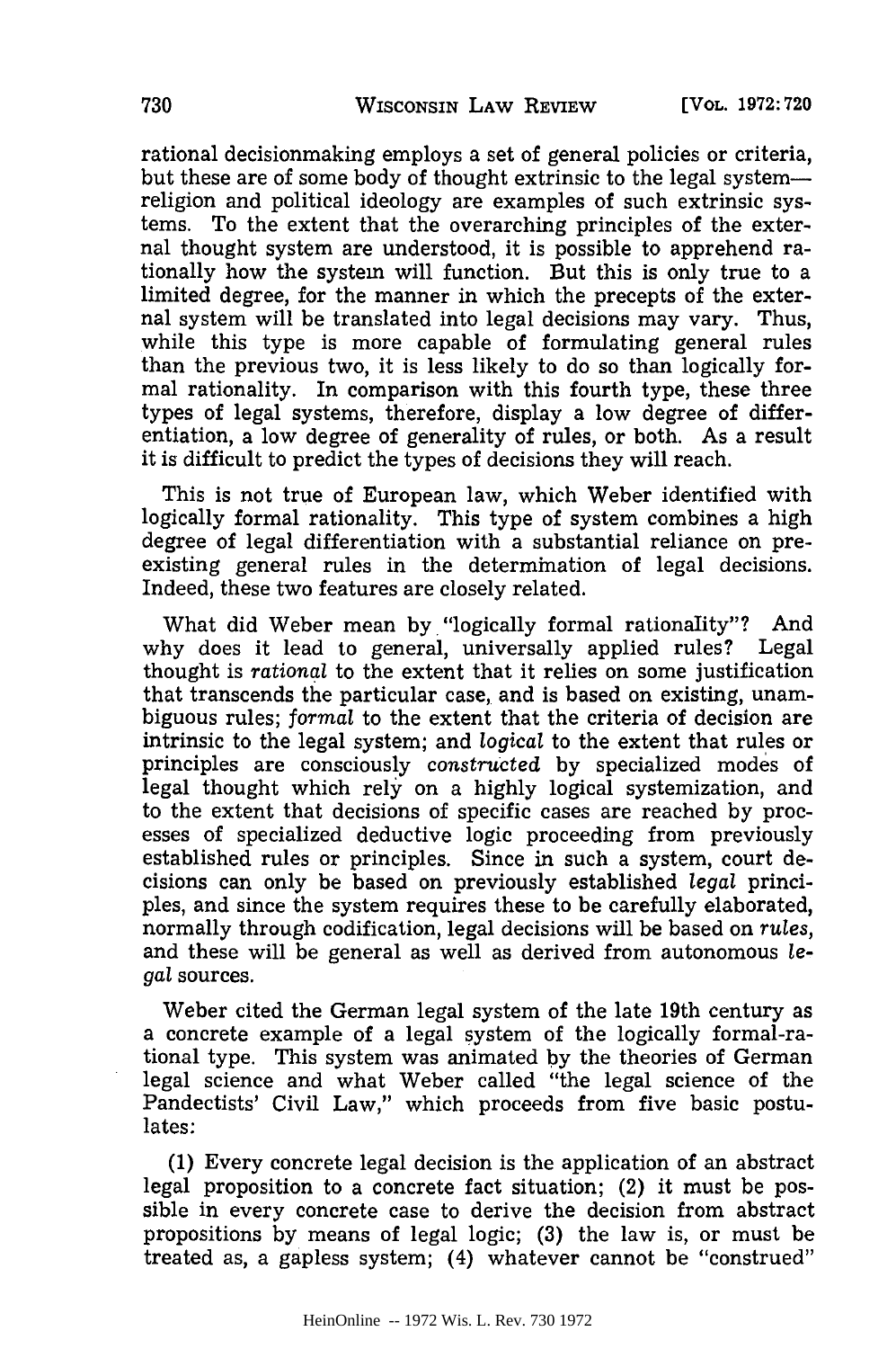rational decisionmaking employs a set of general policies or criteria, but these are of some body of thought extrinsic to the legal system—religion and political ideology are examples of such extrinsic systems. To the extent that the overarching principles of the external thought system are understood, it is possible to apprehend rationally how the system will function. But this is only true to a limited degree, for the manner in which the precepts of the external system will be translated into legal decisions may vary. Thus, while this type is more capable of formulating general rules than the previous two, it is less likely to do so than logically formal rationality. In comparison with this fourth type, these three types of legal systems, therefore, display a low degree of differentiation, a low degree of generality of rules, or both. As a result it is difficult to predict the types of decisions they will reach.

This is not true of European law, which Weber identified with logically formal rationality. This type of system combines a high degree of legal differentiation with a substantial reliance on preexisting general rules in the determination of legal decisions. Indeed, these two features are closely related.

What did Weber mean by "logically formal rationality"? And why does it lead to general, universally applied rules? Legal thought is *rational* to the extent that it relies on some justification that transcends the particular case, and is based on existing, unambiguous rules; *formal* to the extent that the criteria of decision are intrinsic to the legal system; and *logical* to the extent that rules or principles are consciously *constructed* by specialized modes of legal thought which rely on a highly logical systemization, and to the extent that decisions of specific cases are reached by processes of specialized deductive logic proceeding from previously established rules or principles. Since in such a system, court decisions can only be based on previously established *legal* principles, and since the system requires these to be carefully elaborated, normally through codification, legal decisions will be based on *rules*, and these will be general as well as derived from autonomous *legal* sources.

Weber cited the German legal system of the late 19th century as a concrete example of a legal system of the logically formal-rational type. This system was animated by the theories of German legal science and what Weber called "the legal science of the Pandectists' Civil Law," which proceeds from five basic postulates:

(1) Every concrete legal decision is the application of an abstract legal proposition to a concrete fact situation; (2) it must be possible in every concrete case to derive the decision from abstract propositions by means of legal logic; (3) the law is, or must be treated as, a gapless system; (4) whatever cannot be "construed"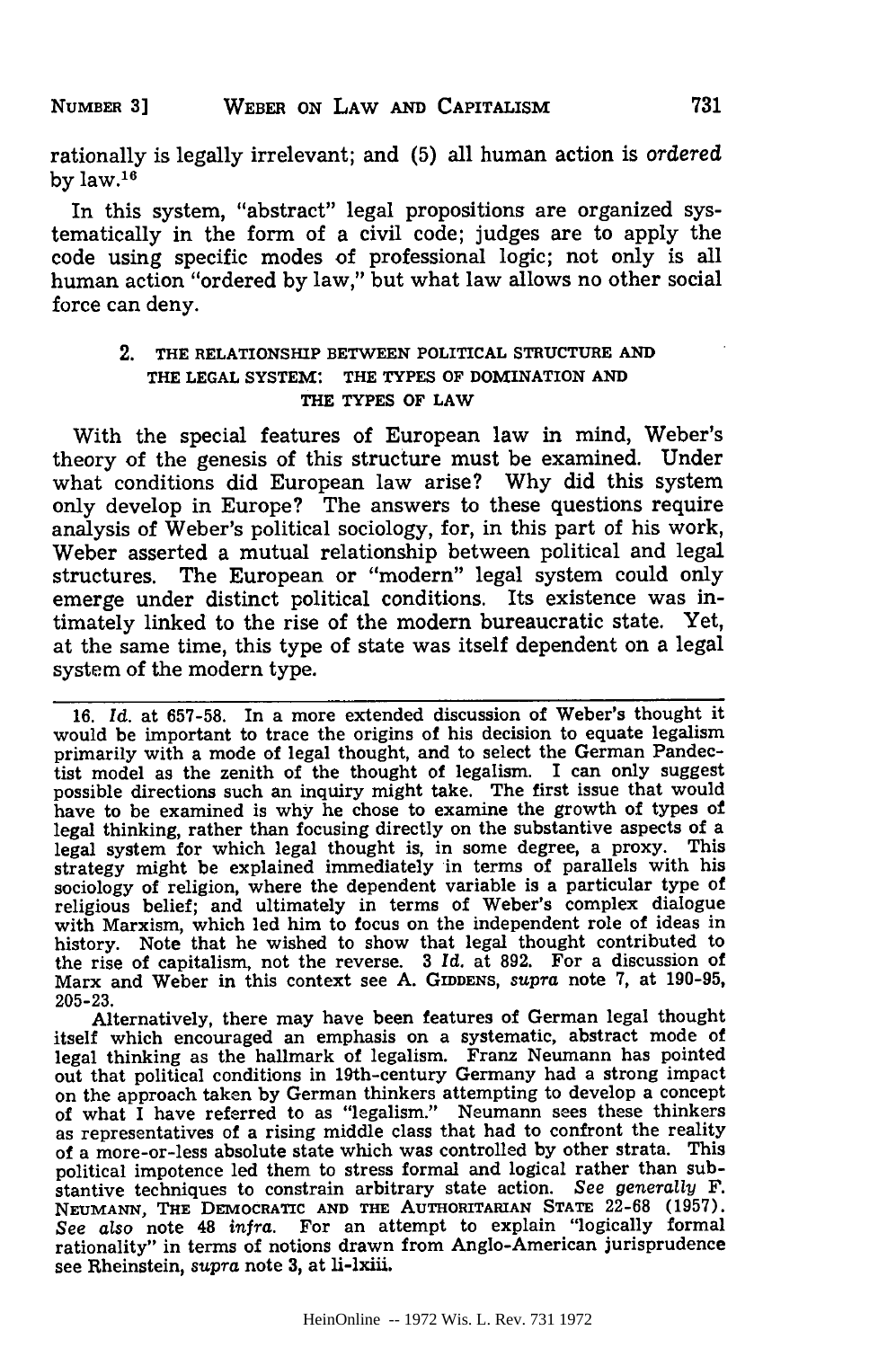rationally is legally irrelevant; and (5) all human action is *ordered* by law.[16]

In this system, "abstract" legal propositions are organized systematically in the form of a civil code; judges are to apply the code using specific modes of professional logic; not only is all human action "ordered by law," but what law allows no other social force can deny.

### 2. THE RELATIONSHIP BETWEEN POLITICAL STRUCTURE AND THE LEGAL SYSTEM: THE TYPES OF DOMINATION AND THE TYPES OF LAW

With the special features of European law in mind, Weber's theory of the genesis of this structure must be examined. Under what conditions did European law arise? Why did this system only develop in Europe? The answers to these questions require analysis of Weber's political sociology, for, in this part of his work, Weber asserted a mutual relationship between political and legal structures. The European or "modern" legal system could only emerge under distinct political conditions. Its existence was intimately linked to the rise of the modern bureaucratic state. Yet, at the same time, this type of state was itself dependent on a legal system of the modern type.

---

16. *Id.* at 657-58. In a more extended discussion of Weber's thought it would be important to trace the origins of his decision to equate legalism primarily with a mode of legal thought, and to select the German Pandectist model as the zenith of the thought of legalism. I can only suggest possible directions such an inquiry might take. The first issue that would have to be examined is why he chose to examine the growth of types of legal thinking, rather than focusing directly on the substantive aspects of a legal system for which legal thought is, in some degree, a proxy. This strategy might be explained immediately in terms of parallels with his sociology of religion, where the dependent variable is a particular type of religious belief; and ultimately in terms of Weber's complex dialogue with Marxism, which led him to focus on the independent role of ideas in history. Note that he wished to show that legal thought contributed to the rise of capitalism, not the reverse. 3 *Id.* at 892. For a discussion of Marx and Weber in this context see A. GIDDENS, *supra* note 7, at 190-95, 205-23.

Alternatively, there may have been features of German legal thought itself which encouraged an emphasis on a systematic, abstract mode of legal thinking as the hallmark of legalism. Franz Neumann has pointed out that political conditions in 19th-century Germany had a strong impact on the approach taken by German thinkers attempting to develop a concept of what I have referred to as "legalism." Neumann sees these thinkers as representatives of a rising middle class that had to confront the reality of a more-or-less absolute state which was controlled by other strata. This political impotence led them to stress formal and logical rather than substantive techniques to constrain arbitrary state action. *See generally* F. NEUMANN, THE DEMOCRATIC AND THE AUTHORITARIAN STATE 22-68 (1957). *See also* note 48 *infra*. For an attempt to explain "logically formal rationality" in terms of notions drawn from Anglo-American jurisprudence see Rheinstein, *supra* note 3, at li-lxiii.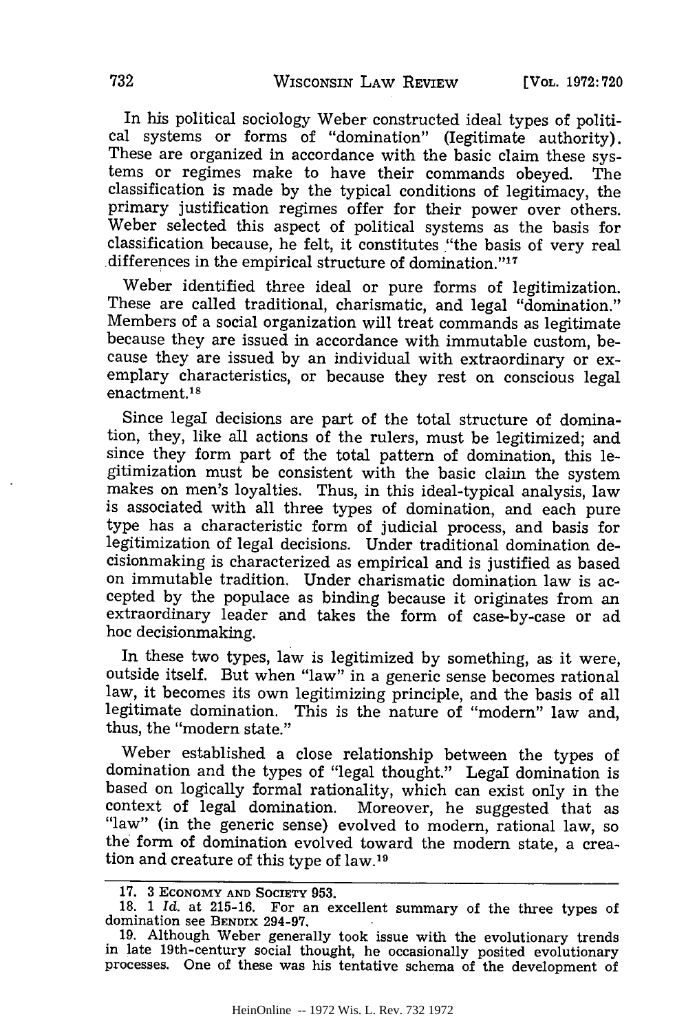In his political sociology Weber constructed ideal types of political systems or forms of "domination" (legitimate authority). These are organized in accordance with the basic claim these systems or regimes make to have their commands obeyed. The classification is made by the typical conditions of legitimacy, the primary justification regimes offer for their power over others. Weber selected this aspect of political systems as the basis for classification because, he felt, it constitutes "the basis of very real differences in the empirical structure of domination."[17]

Weber identified three ideal or pure forms of legitimization. These are called traditional, charismatic, and legal "domination." Members of a social organization will treat commands as legitimate because they are issued in accordance with immutable custom, because they are issued by an individual with extraordinary or exemplary characteristics, or because they rest on conscious legal enactment.[18]

Since legal decisions are part of the total structure of domination, they, like all actions of the rulers, must be legitimized; and since they form part of the total pattern of domination, this legitimization must be consistent with the basic claim the system makes on men's loyalties. Thus, in this ideal-typical analysis, law is associated with all three types of domination, and each pure type has a characteristic form of judicial process, and basis for legitimization of legal decisions. Under traditional domination decisionmaking is characterized as empirical and is justified as based on immutable tradition. Under charismatic domination law is accepted by the populace as binding because it originates from an extraordinary leader and takes the form of case-by-case or ad hoc decisionmaking.

In these two types, law is legitimized by something, as it were, outside itself. But when "law" in a generic sense becomes rational law, it becomes its own legitimizing principle, and the basis of all legitimate domination. This is the nature of "modern" law and, thus, the "modern state."

Weber established a close relationship between the types of domination and the types of "legal thought." Legal domination is based on logically formal rationality, which can exist only in the context of legal domination. Moreover, he suggested that as "law" (in the generic sense) evolved to modern, rational law, so the form of domination evolved toward the modern state, a creation and creature of this type of law.[19]

---

17. 3 ECONOMY AND SOCIETY 953.

18. 1 *Id.* at 215-16. For an excellent summary of the three types of domination see BENDIX 294-97.

19. Although Weber generally took issue with the evolutionary trends in late 19th-century social thought, he occasionally posited evolutionary processes. One of these was his tentative schema of the development of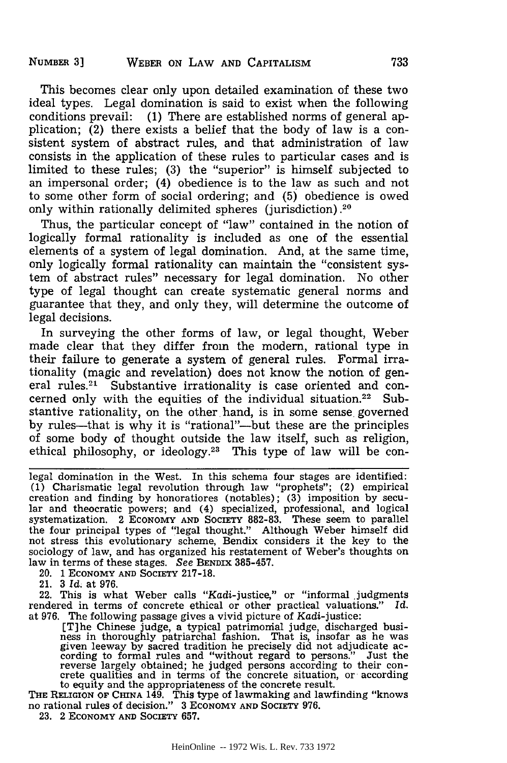This becomes clear only upon detailed examination of these two ideal types. Legal domination is said to exist when the following conditions prevail: (1) There are established norms of general application; (2) there exists a belief that the body of law is a consistent system of abstract rules, and that administration of law consists in the application of these rules to particular cases and is limited to these rules; (3) the "superior" is himself subjected to an impersonal order; (4) obedience is to the law as such and not to some other form of social ordering; and (5) obedience is owed only within rationally delimited spheres (jurisdiction).[20]

Thus, the particular concept of "law" contained in the notion of logically formal rationality is included as one of the essential elements of a system of legal domination. And, at the same time, only logically formal rationality can maintain the "consistent system of abstract rules" necessary for legal domination. No other type of legal thought can create systematic general norms and guarantee that they, and only they, will determine the outcome of legal decisions.

In surveying the other forms of law, or legal thought, Weber made clear that they differ from the modern, rational type in their failure to generate a system of general rules. Formal irrationality (magic and revelation) does not know the notion of general rules.[21] Substantive irrationality is case oriented and concerned only with the equities of the individual situation.[22] Substantive rationality, on the other hand, is in some sense governed by rules—that is why it is "rational"—but these are the principles of some body of thought outside the law itself, such as religion, ethical philosophy, or ideology.[23] This type of law will be con-

---

legal domination in the West. In this schema four stages are identified: (1) Charismatic legal revolution through law "prophets"; (2) empirical creation and finding by honoratiores (notables); (3) imposition by secular and theocratic powers; and (4) specialized, professional, and logical systematization. 2 ECONOMY AND SOCIETY 882-83. These seem to parallel the four principal types of "legal thought." Although Weber himself did not stress this evolutionary scheme, Bendix considers it the key to the sociology of law, and has organized his restatement of Weber's thoughts on law in terms of these stages. *See* BENDIX 385-457.

20. 1 ECONOMY AND SOCIETY 217-18.

21. 3 *Id.* at 976.

22. This is what Weber calls "*Kadi*-justice," or "informal judgments rendered in terms of concrete ethical or other practical valuations." *Id.* at 976. The following passage gives a vivid picture of *Kadi*-justice:

> [T]he Chinese judge, a typical patrimonial judge, discharged business in thoroughly patriarchal fashion. That is, insofar as he was given leeway by sacred tradition he precisely did not adjudicate according to formal rules and "without regard to persons." Just the reverse largely obtained; he judged persons according to their concrete qualities and in terms of the concrete situation, or according to equity and the appropriateness of the concrete result.

THE RELIGION OF CHINA 149. This type of lawmaking and lawfinding "knows no rational rules of decision." 3 ECONOMY AND SOCIETY 976.

23. 2 ECONOMY AND SOCIETY 657.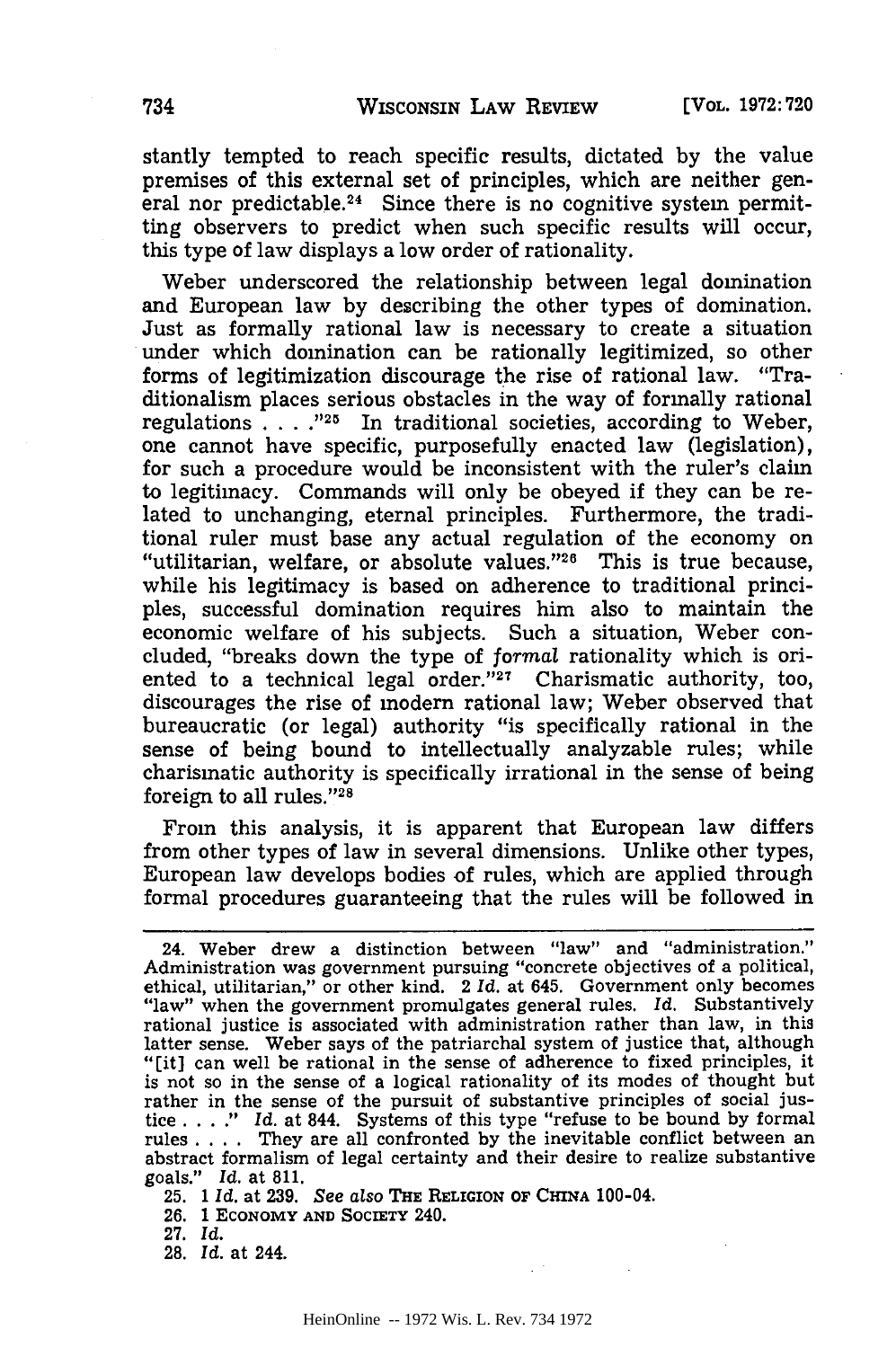stantly tempted to reach specific results, dictated by the value premises of this external set of principles, which are neither general nor predictable.[24] Since there is no cognitive system permitting observers to predict when such specific results will occur, this type of law displays a low order of rationality.

Weber underscored the relationship between legal domination and European law by describing the other types of domination. Just as formally rational law is necessary to create a situation under which domination can be rationally legitimized, so other forms of legitimization discourage the rise of rational law. "Traditionalism places serious obstacles in the way of formally rational regulations . . . ."[25] In traditional societies, according to Weber, one cannot have specific, purposefully enacted law (legislation), for such a procedure would be inconsistent with the ruler's claim to legitimacy. Commands will only be obeyed if they can be related to unchanging, eternal principles. Furthermore, the traditional ruler must base any actual regulation of the economy on "utilitarian, welfare, or absolute values."[26] This is true because, while his legitimacy is based on adherence to traditional principles, successful domination requires him also to maintain the economic welfare of his subjects. Such a situation, Weber concluded, "breaks down the type of *formal* rationality which is oriented to a technical legal order."[27] Charismatic authority, too, discourages the rise of modern rational law; Weber observed that bureaucratic (or legal) authority "is specifically rational in the sense of being bound to intellectually analyzable rules; while charismatic authority is specifically irrational in the sense of being foreign to all rules."[28]

From this analysis, it is apparent that European law differs from other types of law in several dimensions. Unlike other types, European law develops bodies of rules, which are applied through formal procedures guaranteeing that the rules will be followed in

---

24. Weber drew a distinction between "law" and "administration." Administration was government pursuing "concrete objectives of a political, ethical, utilitarian," or other kind. 2 *Id.* at 645. Government only becomes "law" when the government promulgates general rules. *Id.* Substantively rational justice is associated with administration rather than law, in this latter sense. Weber says of the patriarchal system of justice that, although "[it] can well be rational in the sense of adherence to fixed principles, it is not so in the sense of a logical rationality of its modes of thought but rather in the sense of the pursuit of substantive principles of social justice . . . ." *Id.* at 844. Systems of this type "refuse to be bound by formal rules . . . . They are all confronted by the inevitable conflict between an abstract formalism of legal certainty and their desire to realize substantive goals." *Id.* at 811.

25. 1 *Id.* at 239. *See also* THE RELIGION OF CHINA 100-04.

26. 1 ECONOMY AND SOCIETY 240.

27. *Id.*

28. *Id.* at 244.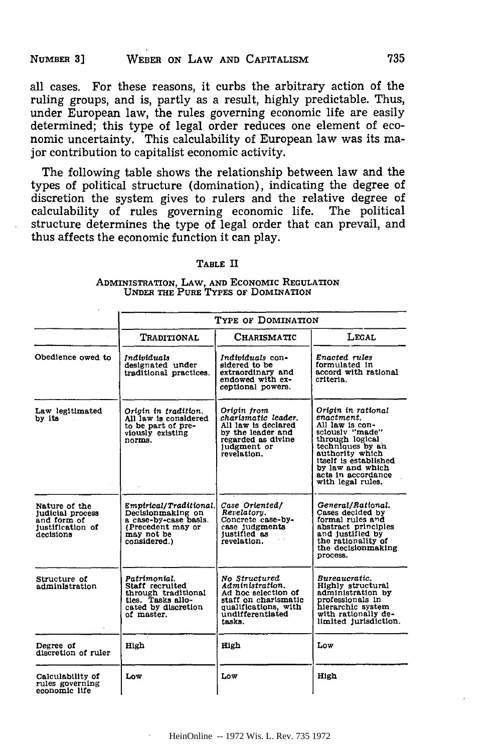all cases. For these reasons, it curbs the arbitrary action of the ruling groups, and is, partly as a result, highly predictable. Thus, under European law, the rules governing economic life are easily determined; this type of legal order reduces one element of economic uncertainty. This calculability of European law was its major contribution to capitalist economic activity.

The following table shows the relationship between law and the types of political structure (domination), indicating the degree of discretion the system gives to rulers and the relative degree of calculability of rules governing economic life. The political structure determines the type of legal order that can prevail, and thus affects the economic function it can play.

TABLE II

ADMINISTRATION, LAW, AND ECONOMIC REGULATION UNDER THE PURE TYPES OF DOMINATION

| | TYPE OF DOMINATION | | |
|---|---|---|---|
| | TRADITIONAL | CHARISMATIC | LEGAL |
| Obedience owed to | *Individuals* designated under traditional practices. | *Individuals* considered to be extraordinary and endowed with exceptional powers. | *Enacted rules* formulated in accord with rational criteria. |
| Law legitimated by its | *Origin in tradition.* All law is considered to be part of previously existing norms. | *Origin from charismatic leader.* All law is declared by the leader and regarded as divine judgment or revelation. | *Origin in rational enactment.* All law is consciously "made" through logical techniques by an authority which itself is established by law and which acts in accordance with legal rules. |
| Nature of the judicial process and form of justification of decisions | *Empirical/Traditional.* Decisionmaking on a case-by-case basis. (Precedent may or may not be considered.) | *Case Oriented/ Revelatory.* Concrete case-by-case judgments justified as revelation. | *General/Rational.* Cases decided by formal rules and abstract principles and justified by the rationality of the decisionmaking process. |
| Structure of administration | *Patrimonial.* Staff recruited through traditional ties. Tasks allocated by discretion of master. | *No Structured Administration.* Ad hoc selection of staff on charismatic qualifications, with undifferentiated tasks. | *Bureaucratic.* Highly structural administration by professionals in hierarchic system with rationally delimited jurisdiction. |
| Degree of discretion of ruler | High | High | Low |
| Calculability of rules governing economic life | Low | Low | High |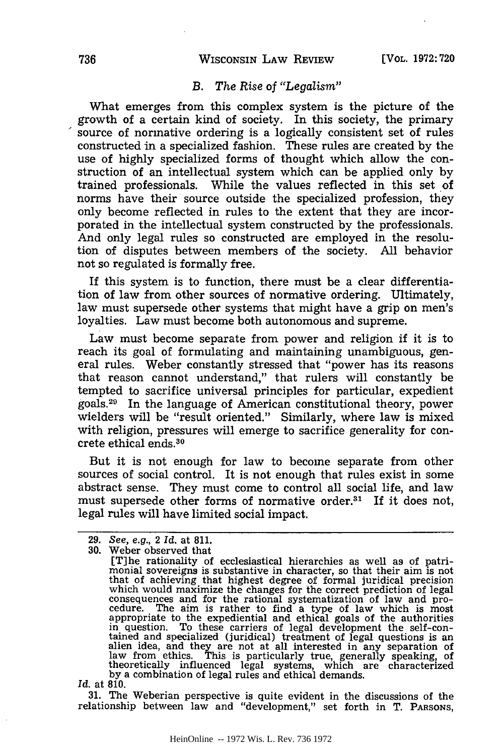### *B. The Rise of "Legalism"*

What emerges from this complex system is the picture of the growth of a certain kind of society. In this society, the primary source of normative ordering is a logically consistent set of rules constructed in a specialized fashion. These rules are created by the use of highly specialized forms of thought which allow the construction of an intellectual system which can be applied only by trained professionals. While the values reflected in this set of norms have their source outside the specialized profession, they only become reflected in rules to the extent that they are incorporated in the intellectual system constructed by the professionals. And only legal rules so constructed are employed in the resolution of disputes between members of the society. All behavior not so regulated is formally free.

If this system is to function, there must be a clear differentiation of law from other sources of normative ordering. Ultimately, law must supersede other systems that might have a grip on men's loyalties. Law must become both autonomous and supreme.

Law must become separate from power and religion if it is to reach its goal of formulating and maintaining unambiguous, general rules. Weber constantly stressed that "power has its reasons that reason cannot understand," that rulers will constantly be tempted to sacrifice universal principles for particular, expedient goals.[29] In the language of American constitutional theory, power wielders will be "result oriented." Similarly, where law is mixed with religion, pressures will emerge to sacrifice generality for concrete ethical ends.[30]

But it is not enough for law to become separate from other sources of social control. It is not enough that rules exist in some abstract sense. They must come to control all social life, and law must supersede other forms of normative order.[31] If it does not, legal rules will have limited social impact.

---

29. *See, e.g.*, 2 *Id.* at 811.

30. Weber observed that

> [T]he rationality of ecclesiastical hierarchies as well as of patrimonial sovereigns is substantive in character, so that their aim is not that of achieving that highest degree of formal juridical precision which would maximize the changes for the correct prediction of legal consequences and for the rational systematization of law and procedure. The aim is rather to find a type of law which is most appropriate to the expediential and ethical goals of the authorities in question. To these carriers of legal development the self-contained and specialized (juridical) treatment of legal questions is an alien idea, and they are not at all interested in any separation of law from ethics. This is particularly true, generally speaking, of theoretically influenced legal systems, which are characterized by a combination of legal rules and ethical demands.

*Id.* at 810.

31. The Weberian perspective is quite evident in the discussions of the relationship between law and "development," set forth in T. PARSONS,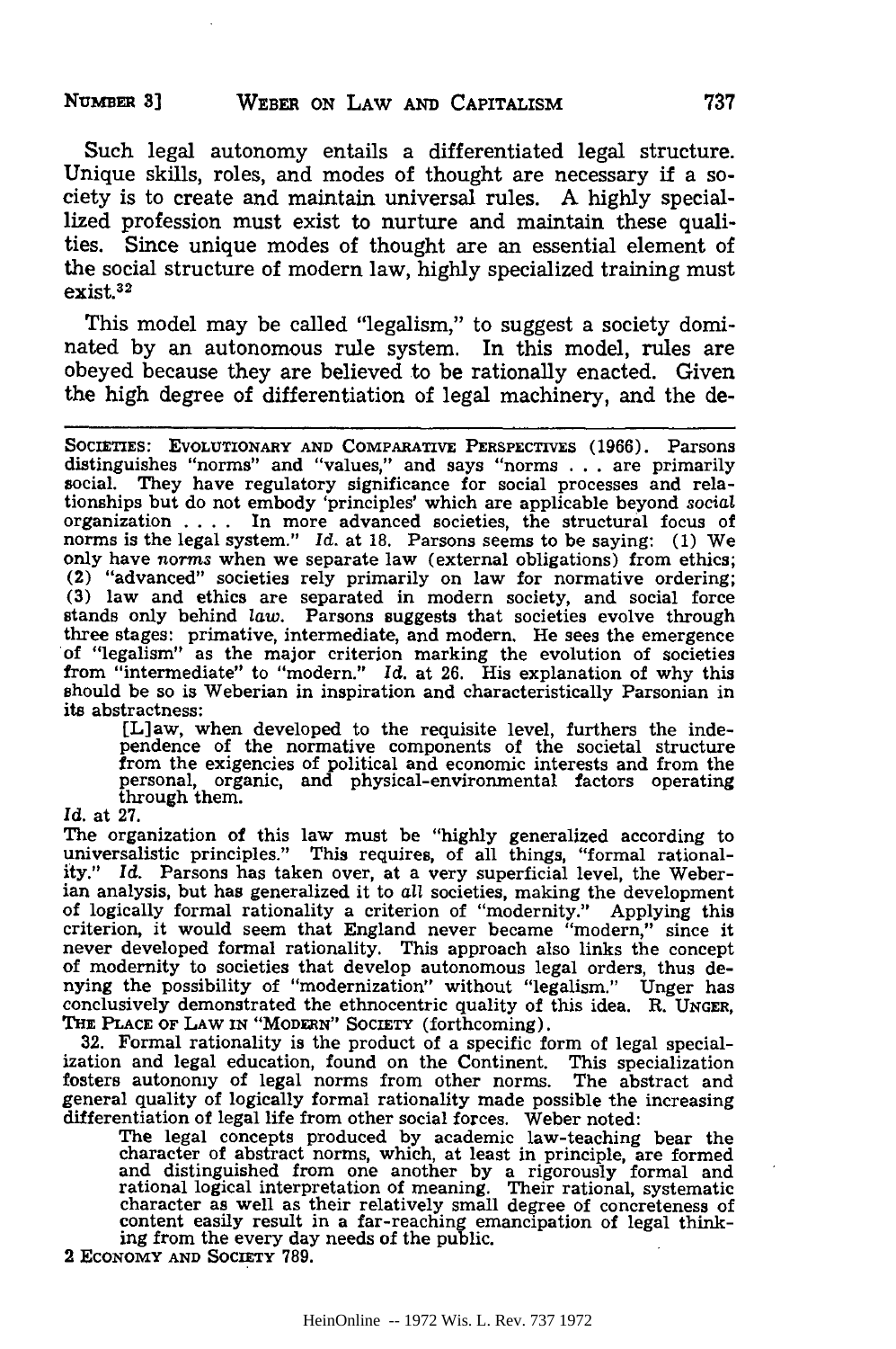Such legal autonomy entails a differentiated legal structure. Unique skills, roles, and modes of thought are necessary if a society is to create and maintain universal rules. A highly speciallized profession must exist to nurture and maintain these qualities. Since unique modes of thought are an essential element of the social structure of modern law, highly specialized training must exist.[32]

This model may be called "legalism," to suggest a society dominated by an autonomous rule system. In this model, rules are obeyed because they are believed to be rationally enacted. Given the high degree of differentiation of legal machinery, and the de-

---

SOCIETIES: EVOLUTIONARY AND COMPARATIVE PERSPECTIVES (1966). Parsons distinguishes "norms" and "values," and says "norms . . . are primarily social. They have regulatory significance for social processes and relationships but do not embody 'principles' which are applicable beyond *social* organization . . . . In more advanced societies, the structural focus of norms is the legal system." *Id.* at 18. Parsons seems to be saying: (1) We only have *norms* when we separate law (external obligations) from ethics; (2) "advanced" societies rely primarily on law for normative ordering; (3) law and ethics are separated in modern society, and social force stands only behind *law*. Parsons suggests that societies evolve through three stages: primative, intermediate, and modern. He sees the emergence of "legalism" as the major criterion marking the evolution of societies from "intermediate" to "modern." *Id.* at 26. His explanation of why this should be so is Weberian in inspiration and characteristically Parsonian in its abstractness:

> [L]aw, when developed to the requisite level, furthers the independence of the normative components of the societal structure from the exigencies of political and economic interests and from the personal, organic, and physical-environmental factors operating through them.

*Id.* at 27.

The organization of this law must be "highly generalized according to universalistic principles." This requires, of all things, "formal rationality." *Id.* Parsons has taken over, at a very superficial level, the Weberian analysis, but has generalized it to *all* societies, making the development of logically formal rationality a criterion of "modernity." Applying this criterion, it would seem that England never became "modern," since it never developed formal rationality. This approach also links the concept of modernity to societies that develop autonomous legal orders, thus denying the possibility of "modernization" without "legalism." Unger has conclusively demonstrated the ethnocentric quality of this idea. R. UNGER, THE PLACE OF LAW IN "MODERN" SOCIETY (forthcoming).

32. Formal rationality is the product of a specific form of legal specialization and legal education, found on the Continent. This specialization fosters autonomy of legal norms from other norms. The abstract and general quality of logically formal rationality made possible the increasing differentiation of legal life from other social forces. Weber noted:

> The legal concepts produced by academic law-teaching bear the character of abstract norms, which, at least in principle, are formed and distinguished from one another by a rigorously formal and rational logical interpretation of meaning. Their rational, systematic character as well as their relatively small degree of concreteness of content easily result in a far-reaching emancipation of legal thinking from the every day needs of the public.

2 ECONOMY AND SOCIETY 789.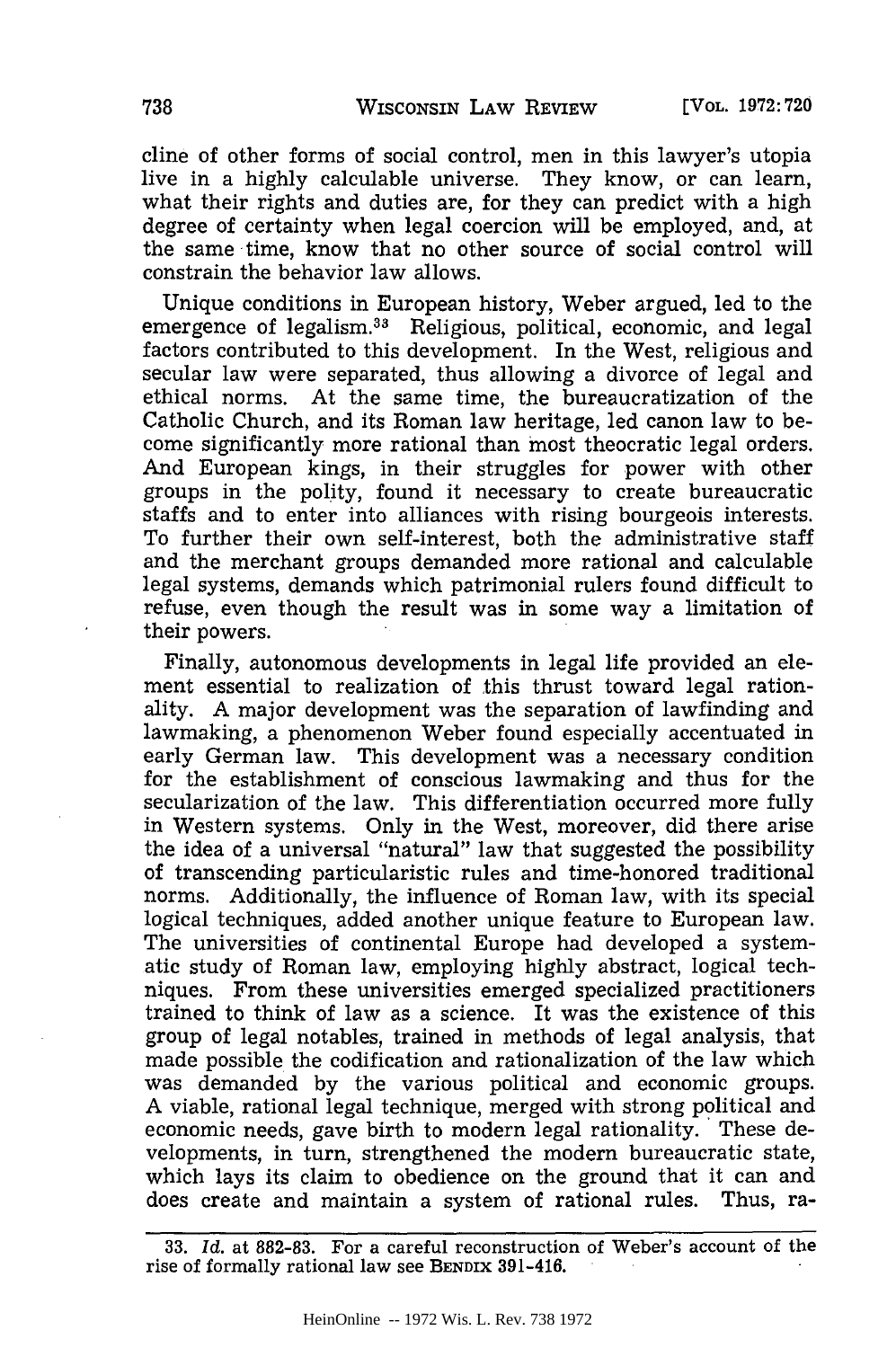cline of other forms of social control, men in this lawyer's utopia live in a highly calculable universe. They know, or can learn, what their rights and duties are, for they can predict with a high degree of certainty when legal coercion will be employed, and, at the same time, know that no other source of social control will constrain the behavior law allows.

Unique conditions in European history, Weber argued, led to the emergence of legalism.[33] Religious, political, economic, and legal factors contributed to this development. In the West, religious and secular law were separated, thus allowing a divorce of legal and ethical norms. At the same time, the bureaucratization of the Catholic Church, and its Roman law heritage, led canon law to become significantly more rational than most theocratic legal orders. And European kings, in their struggles for power with other groups in the polity, found it necessary to create bureaucratic staffs and to enter into alliances with rising bourgeois interests. To further their own self-interest, both the administrative staff and the merchant groups demanded more rational and calculable legal systems, demands which patrimonial rulers found difficult to refuse, even though the result was in some way a limitation of their powers.

Finally, autonomous developments in legal life provided an element essential to realization of this thrust toward legal rationality. A major development was the separation of lawfinding and lawmaking, a phenomenon Weber found especially accentuated in early German law. This development was a necessary condition for the establishment of conscious lawmaking and thus for the secularization of the law. This differentiation occurred more fully in Western systems. Only in the West, moreover, did there arise the idea of a universal "natural" law that suggested the possibility of transcending particularistic rules and time-honored traditional norms. Additionally, the influence of Roman law, with its special logical techniques, added another unique feature to European law. The universities of continental Europe had developed a systematic study of Roman law, employing highly abstract, logical techniques. From these universities emerged specialized practitioners trained to think of law as a science. It was the existence of this group of legal notables, trained in methods of legal analysis, that made possible the codification and rationalization of the law which was demanded by the various political and economic groups. A viable, rational legal technique, merged with strong political and economic needs, gave birth to modern legal rationality. These developments, in turn, strengthened the modern bureaucratic state, which lays its claim to obedience on the ground that it can and does create and maintain a system of rational rules. Thus, ra-

---

33. *Id.* at 882-83. For a careful reconstruction of Weber's account of the rise of formally rational law see BENDIX 391-416.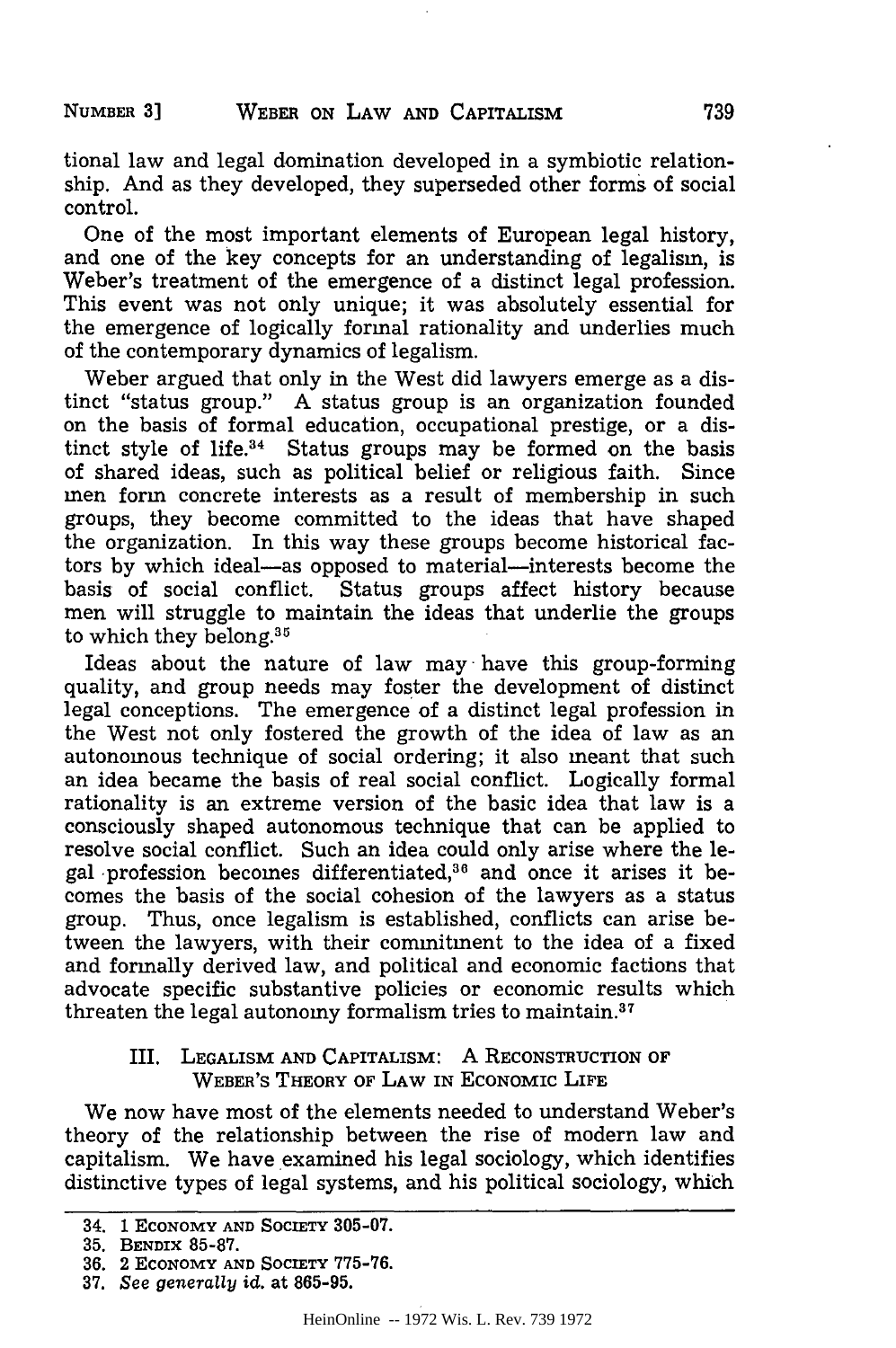tional law and legal domination developed in a symbiotic relationship. And as they developed, they superseded other forms of social control.

One of the most important elements of European legal history, and one of the key concepts for an understanding of legalism, is Weber's treatment of the emergence of a distinct legal profession. This event was not only unique; it was absolutely essential for the emergence of logically formal rationality and underlies much of the contemporary dynamics of legalism.

Weber argued that only in the West did lawyers emerge as a distinct "status group." A status group is an organization founded on the basis of formal education, occupational prestige, or a distinct style of life.[34] Status groups may be formed on the basis of shared ideas, such as political belief or religious faith. Since men form concrete interests as a result of membership in such groups, they become committed to the ideas that have shaped the organization. In this way these groups become historical factors by which ideal—as opposed to material—interests become the basis of social conflict. Status groups affect history because men will struggle to maintain the ideas that underlie the groups to which they belong.[35]

Ideas about the nature of law may have this group-forming quality, and group needs may foster the development of distinct legal conceptions. The emergence of a distinct legal profession in the West not only fostered the growth of the idea of law as an autonomous technique of social ordering; it also meant that such an idea became the basis of real social conflict. Logically formal rationality is an extreme version of the basic idea that law is a consciously shaped autonomous technique that can be applied to resolve social conflict. Such an idea could only arise where the legal profession becomes differentiated,[36] and once it arises it becomes the basis of the social cohesion of the lawyers as a status group. Thus, once legalism is established, conflicts can arise between the lawyers, with their commitment to the idea of a fixed and formally derived law, and political and economic factions that advocate specific substantive policies or economic results which threaten the legal autonomy formalism tries to maintain.[37]

## III. Legalism and Capitalism: A Reconstruction of Weber's Theory of Law in Economic Life

We now have most of the elements needed to understand Weber's theory of the relationship between the rise of modern law and capitalism. We have examined his legal sociology, which identifies distinctive types of legal systems, and his political sociology, which

---

34. 1 Economy and Society 305-07.
35. Bendix 85-87.
36. 2 Economy and Society 775-76.
37. *See generally id.* at 865-95.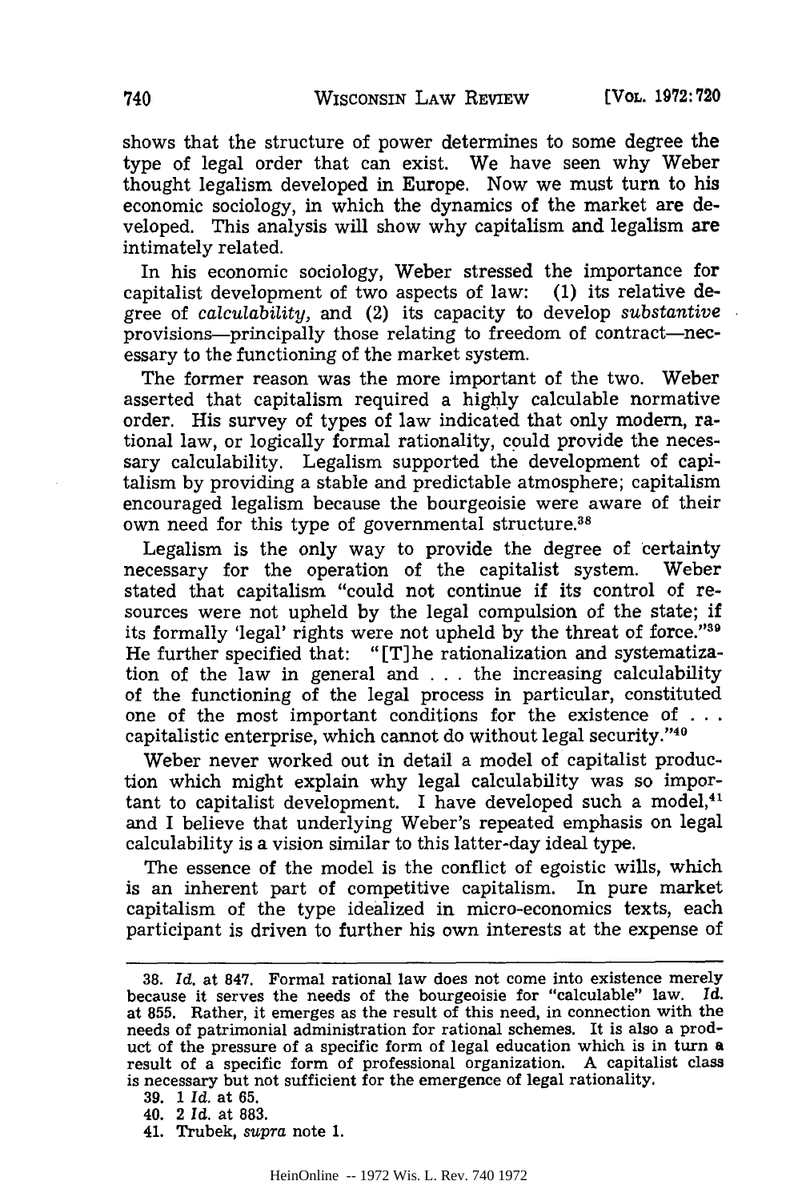shows that the structure of power determines to some degree the type of legal order that can exist. We have seen why Weber thought legalism developed in Europe. Now we must turn to his economic sociology, in which the dynamics of the market are developed. This analysis will show why capitalism and legalism are intimately related.

In his economic sociology, Weber stressed the importance for capitalist development of two aspects of law: (1) its relative degree of *calculability*, and (2) its capacity to develop *substantive* provisions—principally those relating to freedom of contract—necessary to the functioning of the market system.

The former reason was the more important of the two. Weber asserted that capitalism required a highly calculable normative order. His survey of types of law indicated that only modern, rational law, or logically formal rationality, could provide the necessary calculability. Legalism supported the development of capitalism by providing a stable and predictable atmosphere; capitalism encouraged legalism because the bourgeoisie were aware of their own need for this type of governmental structure.[38]

Legalism is the only way to provide the degree of certainty necessary for the operation of the capitalist system. Weber stated that capitalism "could not continue if its control of resources were not upheld by the legal compulsion of the state; if its formally 'legal' rights were not upheld by the threat of force."[39] He further specified that: "[T]he rationalization and systematization of the law in general and . . . the increasing calculability of the functioning of the legal process in particular, constituted one of the most important conditions for the existence of . . . capitalistic enterprise, which cannot do without legal security."[40]

Weber never worked out in detail a model of capitalist production which might explain why legal calculability was so important to capitalist development. I have developed such a model,[41] and I believe that underlying Weber's repeated emphasis on legal calculability is a vision similar to this latter-day ideal type.

The essence of the model is the conflict of egoistic wills, which is an inherent part of competitive capitalism. In pure market capitalism of the type idealized in micro-economics texts, each participant is driven to further his own interests at the expense of

---

38. *Id.* at 847. Formal rational law does not come into existence merely because it serves the needs of the bourgeoisie for "calculable" law. *Id.* at 855. Rather, it emerges as the result of this need, in connection with the needs of patrimonial administration for rational schemes. It is also a product of the pressure of a specific form of legal education which is in turn a result of a specific form of professional organization. A capitalist class is necessary but not sufficient for the emergence of legal rationality.

39. 1 *Id.* at 65.

40. 2 *Id.* at 883.

41. Trubek, *supra* note 1.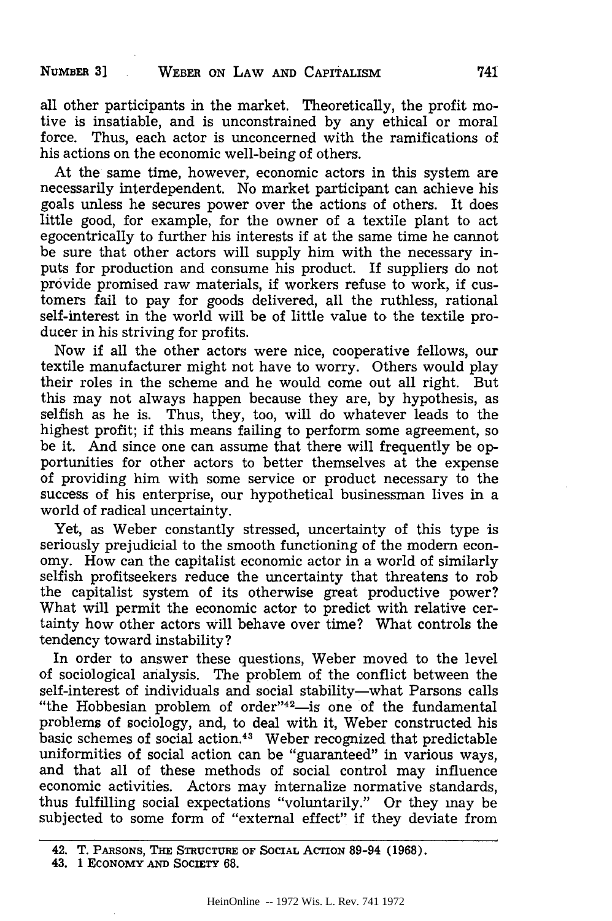all other participants in the market. Theoretically, the profit motive is insatiable, and is unconstrained by any ethical or moral force. Thus, each actor is unconcerned with the ramifications of his actions on the economic well-being of others.

At the same time, however, economic actors in this system are necessarily interdependent. No market participant can achieve his goals unless he secures power over the actions of others. It does little good, for example, for the owner of a textile plant to act egocentrically to further his interests if at the same time he cannot be sure that other actors will supply him with the necessary inputs for production and consume his product. If suppliers do not provide promised raw materials, if workers refuse to work, if customers fail to pay for goods delivered, all the ruthless, rational self-interest in the world will be of little value to the textile producer in his striving for profits.

Now if all the other actors were nice, cooperative fellows, our textile manufacturer might not have to worry. Others would play their roles in the scheme and he would come out all right. But this may not always happen because they are, by hypothesis, as selfish as he is. Thus, they, too, will do whatever leads to the highest profit; if this means failing to perform some agreement, so be it. And since one can assume that there will frequently be opportunities for other actors to better themselves at the expense of providing him with some service or product necessary to the success of his enterprise, our hypothetical businessman lives in a world of radical uncertainty.

Yet, as Weber constantly stressed, uncertainty of this type is seriously prejudicial to the smooth functioning of the modern economy. How can the capitalist economic actor in a world of similarly selfish profitseekers reduce the uncertainty that threatens to rob the capitalist system of its otherwise great productive power? What will permit the economic actor to predict with relative certainty how other actors will behave over time? What controls the tendency toward instability?

In order to answer these questions, Weber moved to the level of sociological analysis. The problem of the conflict between the self-interest of individuals and social stability—what Parsons calls "the Hobbesian problem of order"[42]—is one of the fundamental problems of sociology, and, to deal with it, Weber constructed his basic schemes of social action.[43] Weber recognized that predictable uniformities of social action can be "guaranteed" in various ways, and that all of these methods of social control may influence economic activities. Actors may internalize normative standards, thus fulfilling social expectations "voluntarily." Or they may be subjected to some form of "external effect" if they deviate from

---

42. T. Parsons, The Structure of Social Action 89-94 (1968).

43. 1 Economy and Society 68.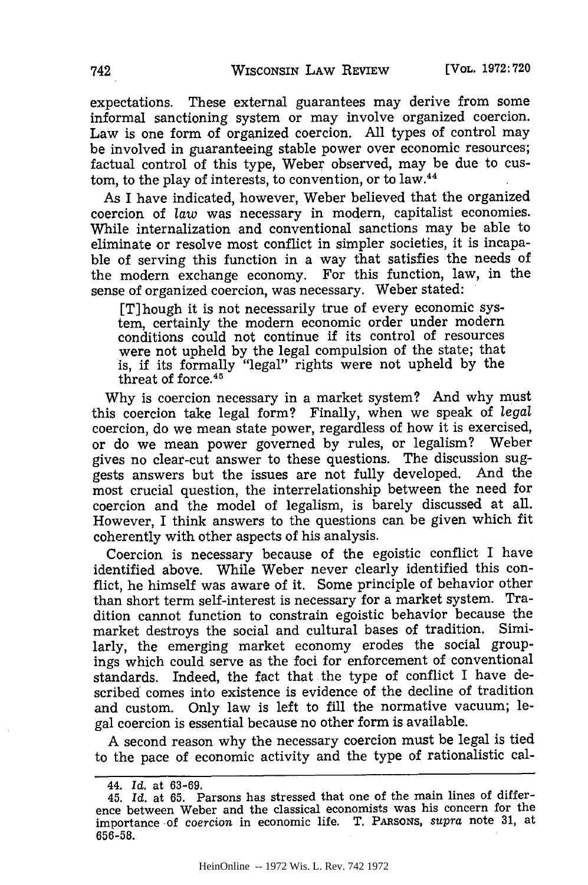expectations. These external guarantees may derive from some informal sanctioning system or may involve organized coercion. Law is one form of organized coercion. All types of control may be involved in guaranteeing stable power over economic resources; factual control of this type, Weber observed, may be due to custom, to the play of interests, to convention, or to law.[44]

As I have indicated, however, Weber believed that the organized coercion of *law* was necessary in modern, capitalist economies. While internalization and conventional sanctions may be able to eliminate or resolve most conflict in simpler societies, it is incapable of serving this function in a way that satisfies the needs of the modern exchange economy. For this function, law, in the sense of organized coercion, was necessary. Weber stated:

> [T]hough it is not necessarily true of every economic system, certainly the modern economic order under modern conditions could not continue if its control of resources were not upheld by the legal compulsion of the state; that is, if its formally "legal" rights were not upheld by the threat of force.[45]

Why is coercion necessary in a market system? And why must this coercion take legal form? Finally, when we speak of *legal* coercion, do we mean state power, regardless of how it is exercised, or do we mean power governed by rules, or legalism? Weber gives no clear-cut answer to these questions. The discussion suggests answers but the issues are not fully developed. And the most crucial question, the interrelationship between the need for coercion and the model of legalism, is barely discussed at all. However, I think answers to the questions can be given which fit coherently with other aspects of his analysis.

Coercion is necessary because of the egoistic conflict I have identified above. While Weber never clearly identified this conflict, he himself was aware of it. Some principle of behavior other than short term self-interest is necessary for a market system. Tradition cannot function to constrain egoistic behavior because the market destroys the social and cultural bases of tradition. Similarly, the emerging market economy erodes the social groupings which could serve as the foci for enforcement of conventional standards. Indeed, the fact that the type of conflict I have described comes into existence is evidence of the decline of tradition and custom. Only law is left to fill the normative vacuum; legal coercion is essential because no other form is available.

A second reason why the necessary coercion must be legal is tied to the pace of economic activity and the type of rationalistic cal-

---

44. *Id.* at 63-69.

45. *Id.* at 65. Parsons has stressed that one of the main lines of difference between Weber and the classical economists was his concern for the importance of *coercion* in economic life. T. PARSONS, *supra* note 31, at 656-58.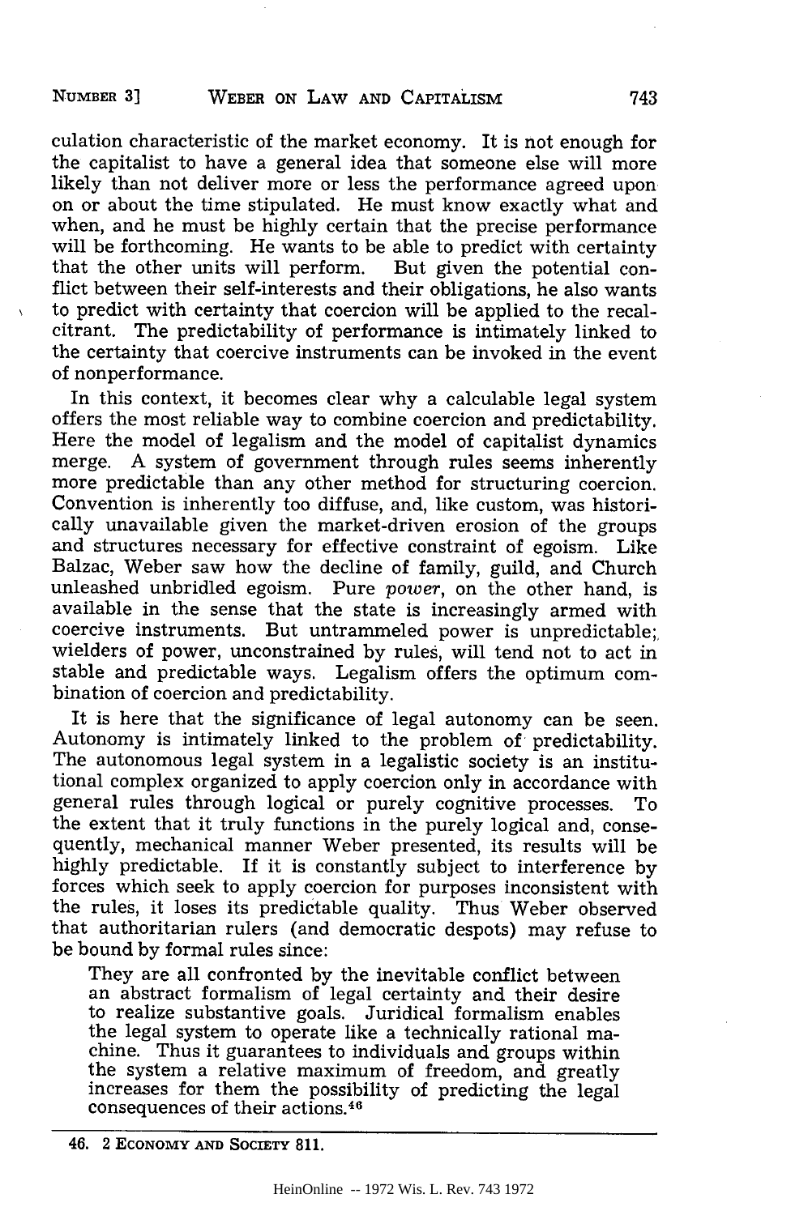culation characteristic of the market economy. It is not enough for the capitalist to have a general idea that someone else will more likely than not deliver more or less the performance agreed upon on or about the time stipulated. He must know exactly what and when, and he must be highly certain that the precise performance will be forthcoming. He wants to be able to predict with certainty that the other units will perform. But given the potential conflict between their self-interests and their obligations, he also wants to predict with certainty that coercion will be applied to the recalcitrant. The predictability of performance is intimately linked to the certainty that coercive instruments can be invoked in the event of nonperformance.

In this context, it becomes clear why a calculable legal system offers the most reliable way to combine coercion and predictability. Here the model of legalism and the model of capitalist dynamics merge. A system of government through rules seems inherently more predictable than any other method for structuring coercion. Convention is inherently too diffuse, and, like custom, was historically unavailable given the market-driven erosion of the groups and structures necessary for effective constraint of egoism. Like Balzac, Weber saw how the decline of family, guild, and Church unleashed unbridled egoism. Pure *power*, on the other hand, is available in the sense that the state is increasingly armed with coercive instruments. But untrammeled power is unpredictable; wielders of power, unconstrained by rules, will tend not to act in stable and predictable ways. Legalism offers the optimum combination of coercion and predictability.

It is here that the significance of legal autonomy can be seen. Autonomy is intimately linked to the problem of predictability. The autonomous legal system in a legalistic society is an institutional complex organized to apply coercion only in accordance with general rules through logical or purely cognitive processes. To the extent that it truly functions in the purely logical and, consequently, mechanical manner Weber presented, its results will be highly predictable. If it is constantly subject to interference by forces which seek to apply coercion for purposes inconsistent with the rules, it loses its predictable quality. Thus Weber observed that authoritarian rulers (and democratic despots) may refuse to be bound by formal rules since:

> They are all confronted by the inevitable conflict between an abstract formalism of legal certainty and their desire to realize substantive goals. Juridical formalism enables the legal system to operate like a technically rational machine. Thus it guarantees to individuals and groups within the system a relative maximum of freedom, and greatly increases for them the possibility of predicting the legal consequences of their actions.[46]

---

46. 2 ECONOMY AND SOCIETY 811.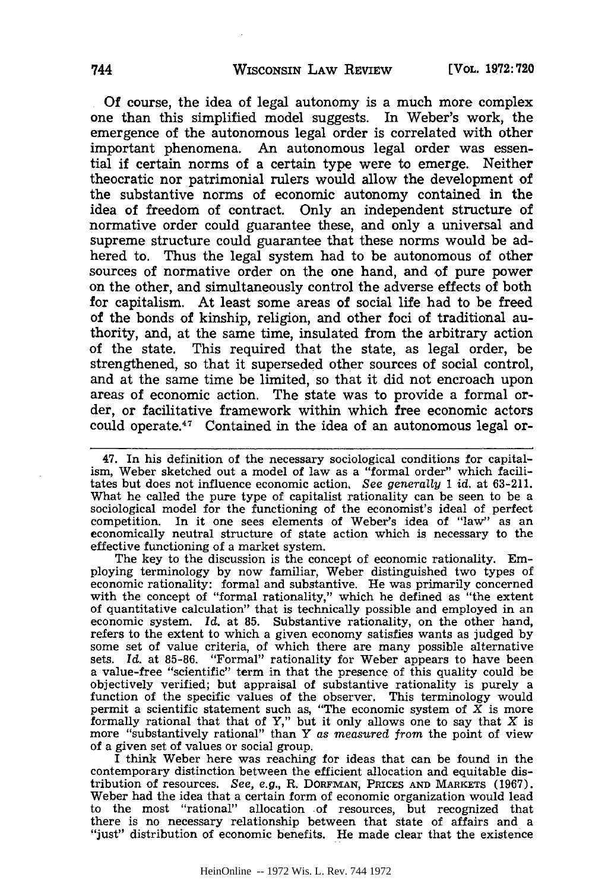Of course, the idea of legal autonomy is a much more complex one than this simplified model suggests. In Weber's work, the emergence of the autonomous legal order is correlated with other important phenomena. An autonomous legal order was essential if certain norms of a certain type were to emerge. Neither theocratic nor patrimonial rulers would allow the development of the substantive norms of economic autonomy contained in the idea of freedom of contract. Only an independent structure of normative order could guarantee these, and only a universal and supreme structure could guarantee that these norms would be adhered to. Thus the legal system had to be autonomous of other sources of normative order on the one hand, and of pure power on the other, and simultaneously control the adverse effects of both for capitalism. At least some areas of social life had to be freed of the bonds of kinship, religion, and other foci of traditional authority, and, at the same time, insulated from the arbitrary action of the state. This required that the state, as legal order, be strengthened, so that it superseded other sources of social control, and at the same time be limited, so that it did not encroach upon areas of economic action. The state was to provide a formal order, or facilitative framework within which free economic actors could operate.[47] Contained in the idea of an autonomous legal or-

---

47. In his definition of the necessary sociological conditions for capitalism, Weber sketched out a model of law as a "formal order" which facilitates but does not influence economic action. *See generally* 1 *id.* at 63-211. What he called the pure type of capitalist rationality can be seen to be a sociological model for the functioning of the economist's ideal of perfect competition. In it one sees elements of Weber's idea of "law" as an economically neutral structure of state action which is necessary to the effective functioning of a market system.

The key to the discussion is the concept of economic rationality. Employing terminology by now familiar, Weber distinguished two types of economic rationality: formal and substantive. He was primarily concerned with the concept of "formal rationality," which he defined as "the extent of quantitative calculation" that is technically possible and employed in an economic system. *Id.* at 85. Substantive rationality, on the other hand, refers to the extent to which a given economy satisfies wants as judged by some set of value criteria, of which there are many possible alternative sets. *Id.* at 85-86. "Formal" rationality for Weber appears to have been a value-free "scientific" term in that the presence of this quality could be objectively verified; but appraisal of substantive rationality is purely a function of the specific values of the observer. This terminology would permit a scientific statement such as, "The economic system of X is more formally rational that that of Y," but it only allows one to say that X is more "substantively rational" than Y *as measured from* the point of view of a given set of values or social group.

I think Weber here was reaching for ideas that can be found in the contemporary distinction between the efficient allocation and equitable distribution of resources. *See, e.g.*, R. DORFMAN, PRICES AND MARKETS (1967). Weber had the idea that a certain form of economic organization would lead to the most "rational" allocation of resources, but recognized that there is no necessary relationship between that state of affairs and a "just" distribution of economic benefits. He made clear that the existence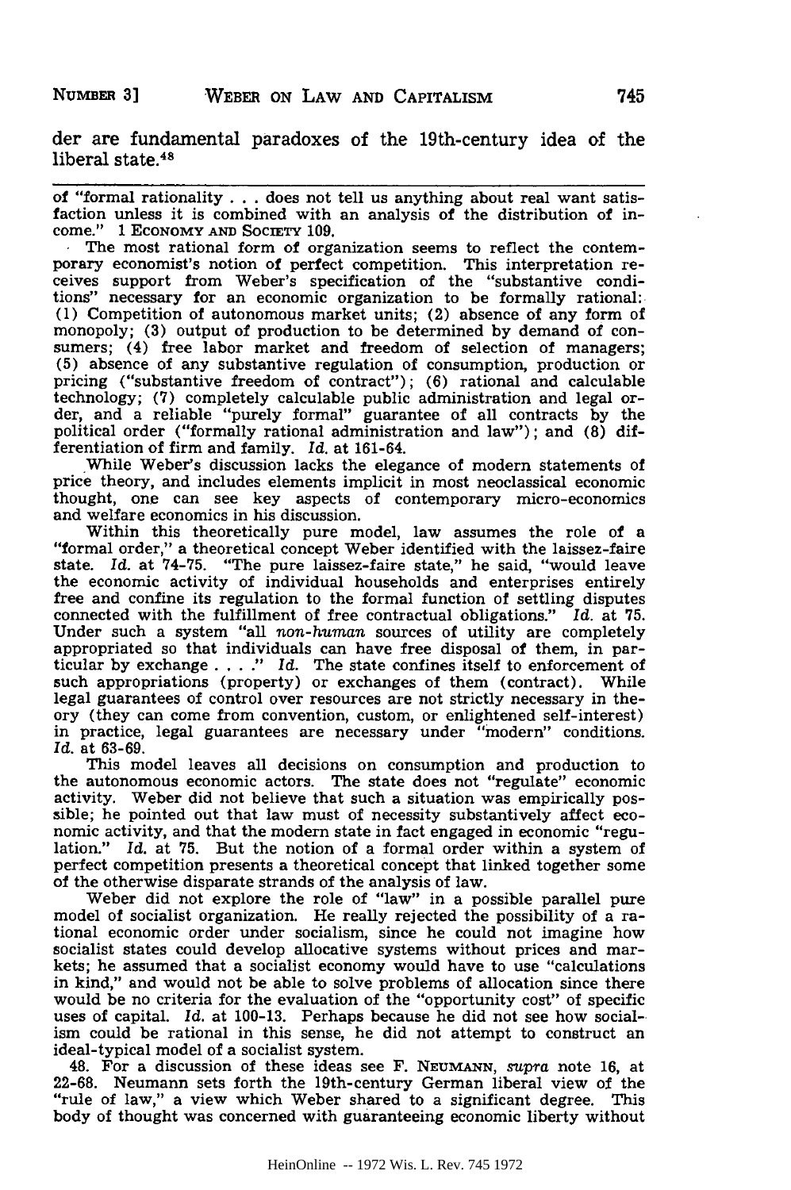der are fundamental paradoxes of the 19th-century idea of the liberal state.[48]

---

of "formal rationality . . . does not tell us anything about real want satisfaction unless it is combined with an analysis of the distribution of income." 1 ECONOMY AND SOCIETY 109.

The most rational form of organization seems to reflect the contemporary economist's notion of perfect competition. This interpretation receives support from Weber's specification of the "substantive conditions" necessary for an economic organization to be formally rational: (1) Competition of autonomous market units; (2) absence of any form of monopoly; (3) output of production to be determined by demand of consumers; (4) free labor market and freedom of selection of managers; (5) absence of any substantive regulation of consumption, production or pricing ("substantive freedom of contract"); (6) rational and calculable technology; (7) completely calculable public administration and legal order, and a reliable "purely formal" guarantee of all contracts by the political order ("formally rational administration and law"); and (8) differentiation of firm and family. *Id.* at 161-64.

While Weber's discussion lacks the elegance of modern statements of price theory, and includes elements implicit in most neoclassical economic thought, one can see key aspects of contemporary micro-economics and welfare economics in his discussion.

Within this theoretically pure model, law assumes the role of a "formal order," a theoretical concept Weber identified with the laissez-faire state. *Id.* at 74-75. "The pure laissez-faire state," he said, "would leave the economic activity of individual households and enterprises entirely free and confine its regulation to the formal function of settling disputes connected with the fulfillment of free contractual obligations." *Id.* at 75. Under such a system "all *non-human* sources of utility are completely appropriated so that individuals can have free disposal of them, in particular by exchange . . . ." *Id.* The state confines itself to enforcement of such appropriations (property) or exchanges of them (contract). While legal guarantees of control over resources are not strictly necessary in theory (they can come from convention, custom, or enlightened self-interest) in practice, legal guarantees are necessary under "modern" conditions. *Id.* at 63-69.

This model leaves all decisions on consumption and production to the autonomous economic actors. The state does not "regulate" economic activity. Weber did not believe that such a situation was empirically possible; he pointed out that law must of necessity substantively affect economic activity, and that the modern state in fact engaged in economic "regulation." *Id.* at 75. But the notion of a formal order within a system of perfect competition presents a theoretical concept that linked together some of the otherwise disparate strands of the analysis of law.

Weber did not explore the role of "law" in a possible parallel pure model of socialist organization. He really rejected the possibility of a rational economic order under socialism, since he could not imagine how socialist states could develop allocative systems without prices and markets; he assumed that a socialist economy would have to use "calculations in kind," and would not be able to solve problems of allocation since there would be no criteria for the evaluation of the "opportunity cost" of specific uses of capital. *Id.* at 100-13. Perhaps because he did not see how socialism could be rational in this sense, he did not attempt to construct an ideal-typical model of a socialist system.

48. For a discussion of these ideas see F. NEUMANN, *supra* note 16, at 22-68. Neumann sets forth the 19th-century German liberal view of the "rule of law," a view which Weber shared to a significant degree. This body of thought was concerned with guaranteeing economic liberty without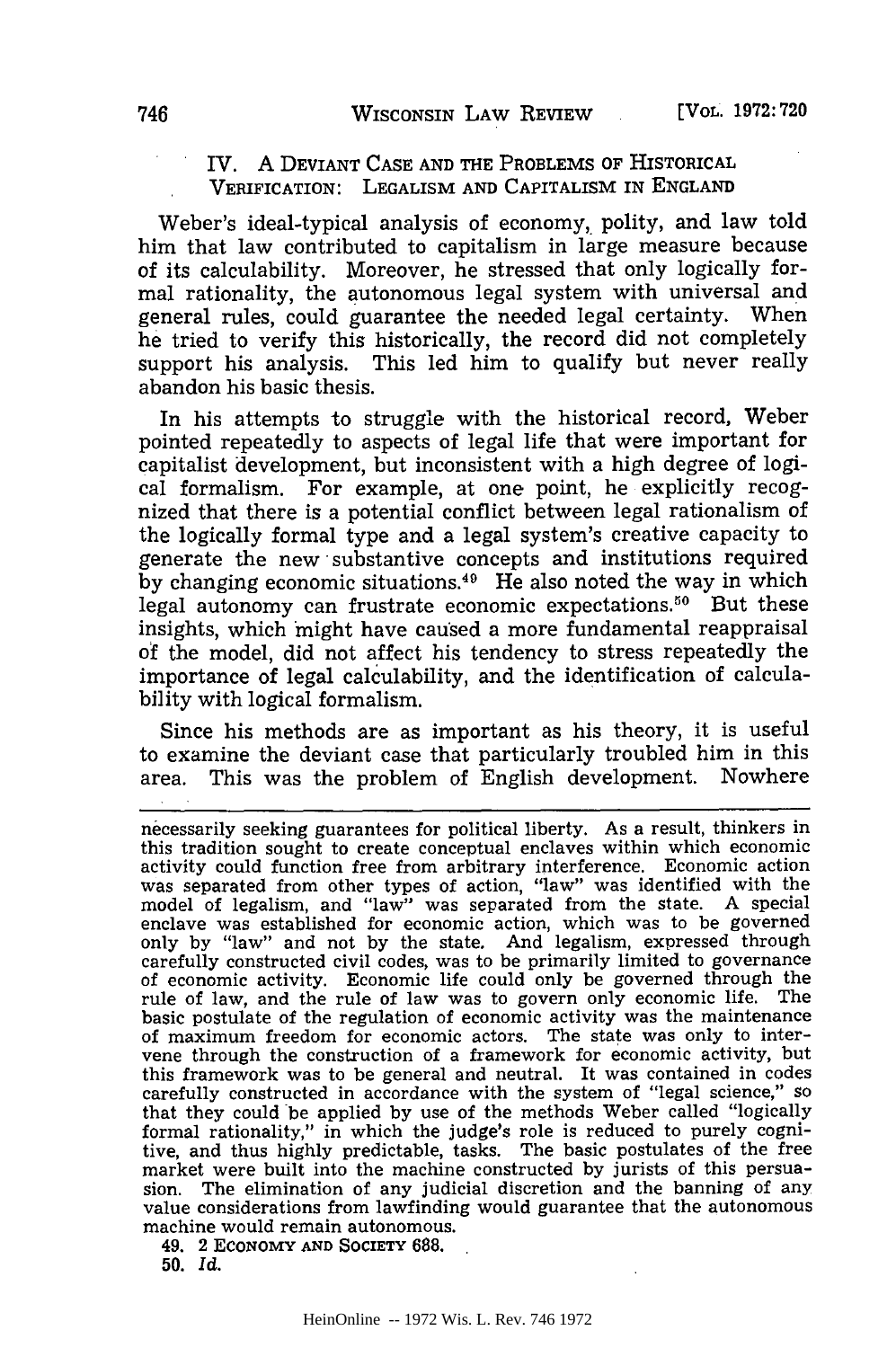## IV. A Deviant Case and the Problems of Historical Verification: Legalism and Capitalism in England

Weber's ideal-typical analysis of economy, polity, and law told him that law contributed to capitalism in large measure because of its calculability. Moreover, he stressed that only logically formal rationality, the autonomous legal system with universal and general rules, could guarantee the needed legal certainty. When he tried to verify this historically, the record did not completely support his analysis. This led him to qualify but never really abandon his basic thesis.

In his attempts to struggle with the historical record, Weber pointed repeatedly to aspects of legal life that were important for capitalist development, but inconsistent with a high degree of logical formalism. For example, at one point, he explicitly recognized that there is a potential conflict between legal rationalism of the logically formal type and a legal system's creative capacity to generate the new substantive concepts and institutions required by changing economic situations.[49] He also noted the way in which legal autonomy can frustrate economic expectations.[50] But these insights, which might have caused a more fundamental reappraisal of the model, did not affect his tendency to stress repeatedly the importance of legal calculability, and the identification of calculability with logical formalism.

Since his methods are as important as his theory, it is useful to examine the deviant case that particularly troubled him in this area. This was the problem of English development. Nowhere

---

necessarily seeking guarantees for political liberty. As a result, thinkers in this tradition sought to create conceptual enclaves within which economic activity could function free from arbitrary interference. Economic action was separated from other types of action, "law" was identified with the model of legalism, and "law" was separated from the state. A special enclave was established for economic action, which was to be governed only by "law" and not by the state. And legalism, expressed through carefully constructed civil codes, was to be primarily limited to governance of economic activity. Economic life could only be governed through the rule of law, and the rule of law was to govern only economic life. The basic postulate of the regulation of economic activity was the maintenance of maximum freedom for economic actors. The state was only to intervene through the construction of a framework for economic activity, but this framework was to be general and neutral. It was contained in codes carefully constructed in accordance with the system of "legal science," so that they could be applied by use of the methods Weber called "logically formal rationality," in which the judge's role is reduced to purely cognitive, and thus highly predictable, tasks. The basic postulates of the free market were built into the machine constructed by jurists of this persuasion. The elimination of any judicial discretion and the banning of any value considerations from lawfinding would guarantee that the autonomous machine would remain autonomous.

49. 2 Economy and Society 688.

50. *Id.*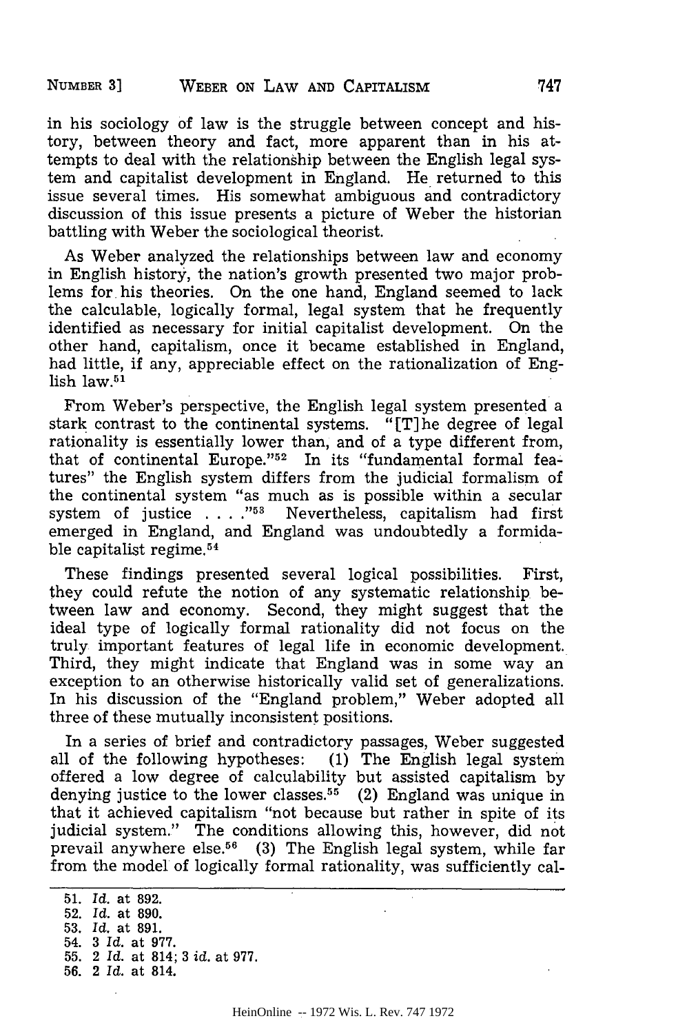in his sociology of law is the struggle between concept and history, between theory and fact, more apparent than in his attempts to deal with the relationship between the English legal system and capitalist development in England. He returned to this issue several times. His somewhat ambiguous and contradictory discussion of this issue presents a picture of Weber the historian battling with Weber the sociological theorist.

As Weber analyzed the relationships between law and economy in English history, the nation's growth presented two major problems for his theories. On the one hand, England seemed to lack the calculable, logically formal, legal system that he frequently identified as necessary for initial capitalist development. On the other hand, capitalism, once it became established in England, had little, if any, appreciable effect on the rationalization of English law.[51]

From Weber's perspective, the English legal system presented a stark contrast to the continental systems. "[T]he degree of legal rationality is essentially lower than, and of a type different from, that of continental Europe."[52] In its "fundamental formal features" the English system differs from the judicial formalism of the continental system "as much as is possible within a secular system of justice . . . ."[53] Nevertheless, capitalism had first emerged in England, and England was undoubtedly a formidable capitalist regime.[54]

These findings presented several logical possibilities. First, they could refute the notion of any systematic relationship between law and economy. Second, they might suggest that the ideal type of logically formal rationality did not focus on the truly important features of legal life in economic development. Third, they might indicate that England was in some way an exception to an otherwise historically valid set of generalizations. In his discussion of the "England problem," Weber adopted all three of these mutually inconsistent positions.

In a series of brief and contradictory passages, Weber suggested all of the following hypotheses: (1) The English legal system offered a low degree of calculability but assisted capitalism by denying justice to the lower classes.[55] (2) England was unique in that it achieved capitalism "not because but rather in spite of its judicial system." The conditions allowing this, however, did not prevail anywhere else.[56] (3) The English legal system, while far from the model of logically formal rationality, was sufficiently cal-

---

51. *Id.* at 892.
52. *Id.* at 890.
53. *Id.* at 891.
54. 3 *Id.* at 977.
55. 2 *Id.* at 814; 3 *id.* at 977.
56. 2 *Id.* at 814.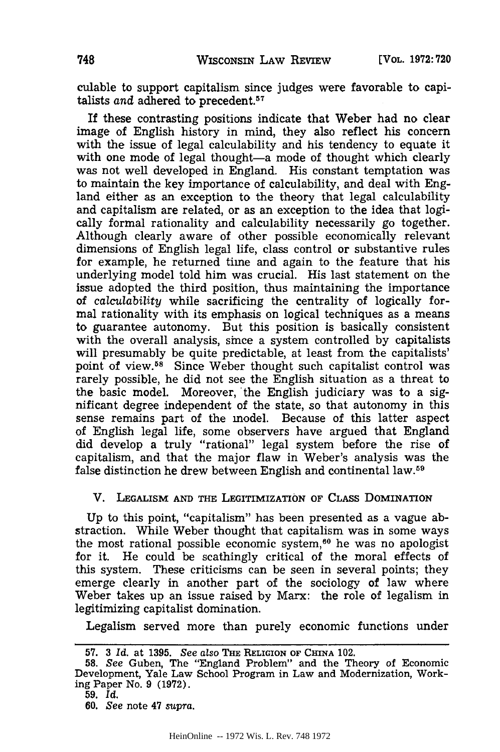culable to support capitalism since judges were favorable to capitalists *and* adhered to precedent.[57]

If these contrasting positions indicate that Weber had no clear image of English history in mind, they also reflect his concern with the issue of legal calculability and his tendency to equate it with one mode of legal thought—a mode of thought which clearly was not well developed in England. His constant temptation was to maintain the key importance of calculability, and deal with England either as an exception to the theory that legal calculability and capitalism are related, or as an exception to the idea that logically formal rationality and calculability necessarily go together. Although clearly aware of other possible economically relevant dimensions of English legal life, class control or substantive rules for example, he returned time and again to the feature that his underlying model told him was crucial. His last statement on the issue adopted the third position, thus maintaining the importance of *calculability* while sacrificing the centrality of logically formal rationality with its emphasis on logical techniques as a means to guarantee autonomy. But this position is basically consistent with the overall analysis, since a system controlled by capitalists will presumably be quite predictable, at least from the capitalists' point of view.[58] Since Weber thought such capitalist control was rarely possible, he did not see the English situation as a threat to the basic model. Moreover, the English judiciary was to a significant degree independent of the state, so that autonomy in this sense remains part of the model. Because of this latter aspect of English legal life, some observers have argued that England did develop a truly "rational" legal system before the rise of capitalism, and that the major flaw in Weber's analysis was the false distinction he drew between English and continental law.[59]

## V. Legalism and the Legitimization of Class Domination

Up to this point, "capitalism" has been presented as a vague abstraction. While Weber thought that capitalism was in some ways the most rational possible economic system,[60] he was no apologist for it. He could be scathingly critical of the moral effects of this system. These criticisms can be seen in several points; they emerge clearly in another part of the sociology of law where Weber takes up an issue raised by Marx: the role of legalism in legitimizing capitalist domination.

Legalism served more than purely economic functions under

---

57. 3 *Id.* at 1395. *See also* The Religion of China 102.

58. *See* Guben, The "England Problem" and the Theory of Economic Development, Yale Law School Program in Law and Modernization, Working Paper No. 9 (1972).

59. *Id.*

60. *See* note 47 *supra.*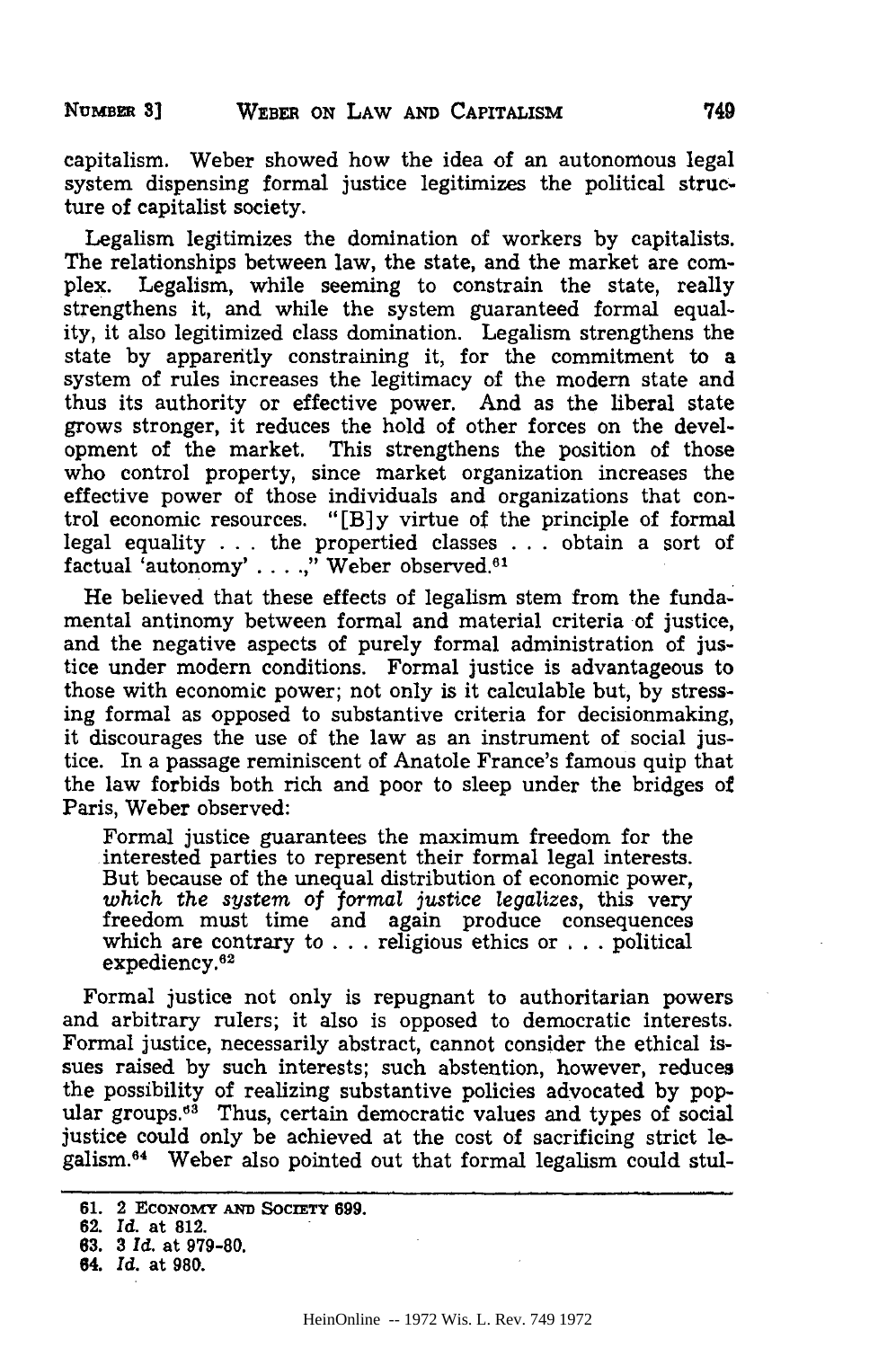capitalism. Weber showed how the idea of an autonomous legal system dispensing formal justice legitimizes the political structure of capitalist society.

Legalism legitimizes the domination of workers by capitalists. The relationships between law, the state, and the market are complex. Legalism, while seeming to constrain the state, really strengthens it, and while the system guaranteed formal equality, it also legitimized class domination. Legalism strengthens the state by apparently constraining it, for the commitment to a system of rules increases the legitimacy of the modern state and thus its authority or effective power. And as the liberal state grows stronger, it reduces the hold of other forces on the development of the market. This strengthens the position of those who control property, since market organization increases the effective power of those individuals and organizations that control economic resources. "[B]y virtue of the principle of formal legal equality . . . the propertied classes . . . obtain a sort of factual 'autonomy' . . . .," Weber observed.[61]

He believed that these effects of legalism stem from the fundamental antinomy between formal and material criteria of justice, and the negative aspects of purely formal administration of justice under modern conditions. Formal justice is advantageous to those with economic power; not only is it calculable but, by stressing formal as opposed to substantive criteria for decisionmaking, it discourages the use of the law as an instrument of social justice. In a passage reminiscent of Anatole France's famous quip that the law forbids both rich and poor to sleep under the bridges of Paris, Weber observed:

> Formal justice guarantees the maximum freedom for the interested parties to represent their formal legal interests. But because of the unequal distribution of economic power, *which the system of formal justice legalizes*, this very freedom must time and again produce consequences which are contrary to . . . religious ethics or . . . political expediency.[62]

Formal justice not only is repugnant to authoritarian powers and arbitrary rulers; it also is opposed to democratic interests. Formal justice, necessarily abstract, cannot consider the ethical issues raised by such interests; such abstention, however, reduces the possibility of realizing substantive policies advocated by popular groups.[63] Thus, certain democratic values and types of social justice could only be achieved at the cost of sacrificing strict legalism.[64] Weber also pointed out that formal legalism could stul-

---

61. 2 ECONOMY AND SOCIETY 699.
62. *Id.* at 812.
63. 3 *Id.* at 979-80.
64. *Id.* at 980.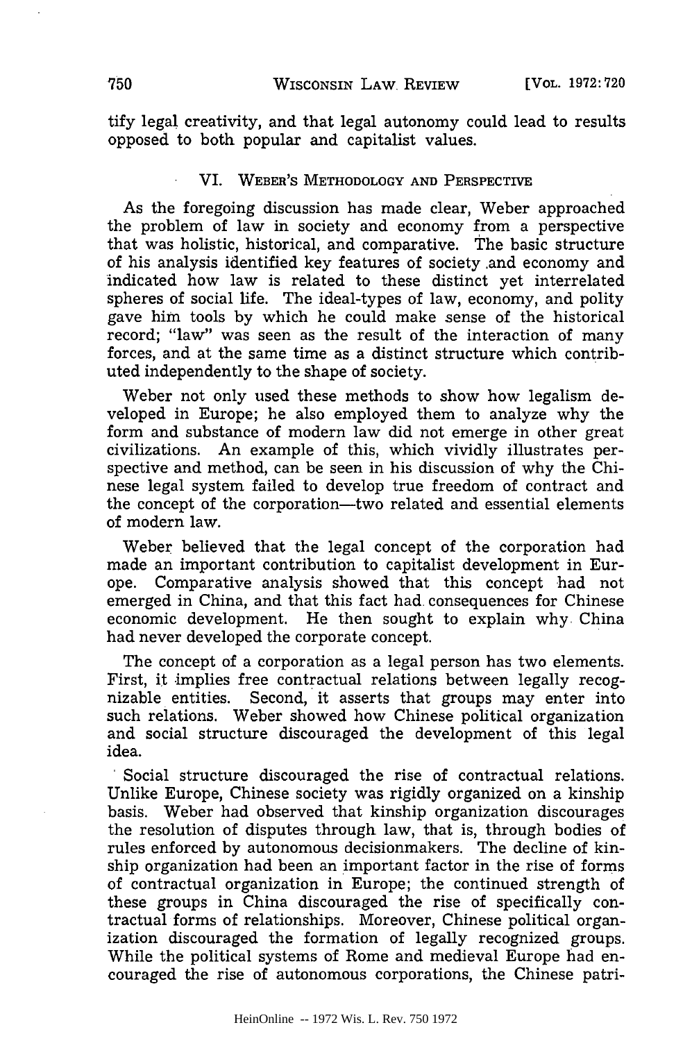tify legal creativity, and that legal autonomy could lead to results opposed to both popular and capitalist values.

## VI. Weber's Methodology and Perspective

As the foregoing discussion has made clear, Weber approached the problem of law in society and economy from a perspective that was holistic, historical, and comparative. The basic structure of his analysis identified key features of society and economy and indicated how law is related to these distinct yet interrelated spheres of social life. The ideal-types of law, economy, and polity gave him tools by which he could make sense of the historical record; "law" was seen as the result of the interaction of many forces, and at the same time as a distinct structure which contributed independently to the shape of society.

Weber not only used these methods to show how legalism developed in Europe; he also employed them to analyze why the form and substance of modern law did not emerge in other great civilizations. An example of this, which vividly illustrates perspective and method, can be seen in his discussion of why the Chinese legal system failed to develop true freedom of contract and the concept of the corporation—two related and essential elements of modern law.

Weber believed that the legal concept of the corporation had made an important contribution to capitalist development in Europe. Comparative analysis showed that this concept had not emerged in China, and that this fact had consequences for Chinese economic development. He then sought to explain why China had never developed the corporate concept.

The concept of a corporation as a legal person has two elements. First, it implies free contractual relations between legally recognizable entities. Second, it asserts that groups may enter into such relations. Weber showed how Chinese political organization and social structure discouraged the development of this legal idea.

Social structure discouraged the rise of contractual relations. Unlike Europe, Chinese society was rigidly organized on a kinship basis. Weber had observed that kinship organization discourages the resolution of disputes through law, that is, through bodies of rules enforced by autonomous decisionmakers. The decline of kinship organization had been an important factor in the rise of forms of contractual organization in Europe; the continued strength of these groups in China discouraged the rise of specifically contractual forms of relationships. Moreover, Chinese political organization discouraged the formation of legally recognized groups. While the political systems of Rome and medieval Europe had encouraged the rise of autonomous corporations, the Chinese patri-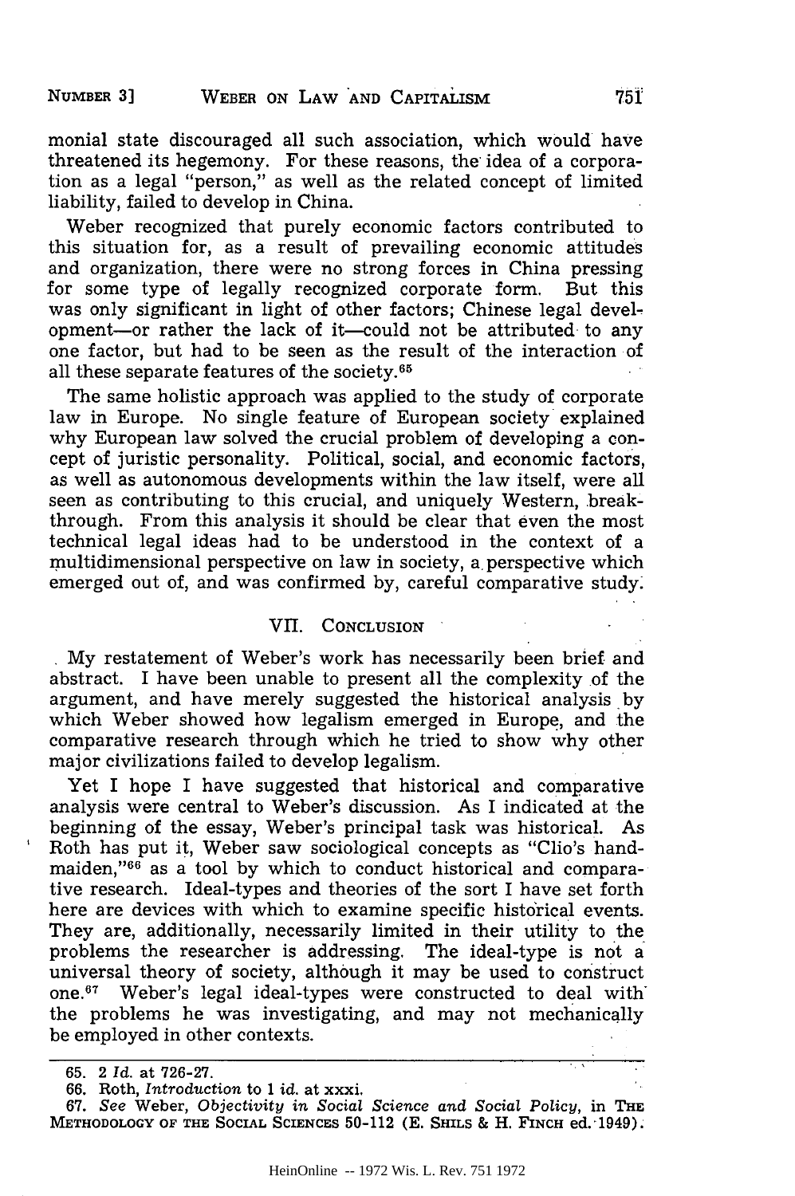monial state discouraged all such association, which would have threatened its hegemony. For these reasons, the idea of a corporation as a legal "person," as well as the related concept of limited liability, failed to develop in China.

Weber recognized that purely economic factors contributed to this situation for, as a result of prevailing economic attitudes and organization, there were no strong forces in China pressing for some type of legally recognized corporate form. But this was only significant in light of other factors; Chinese legal development—or rather the lack of it—could not be attributed to any one factor, but had to be seen as the result of the interaction of all these separate features of the society.[65]

The same holistic approach was applied to the study of corporate law in Europe. No single feature of European society explained why European law solved the crucial problem of developing a concept of juristic personality. Political, social, and economic factors, as well as autonomous developments within the law itself, were all seen as contributing to this crucial, and uniquely Western, breakthrough. From this analysis it should be clear that even the most technical legal ideas had to be understood in the context of a multidimensional perspective on law in society, a perspective which emerged out of, and was confirmed by, careful comparative study.

## VII. CONCLUSION

My restatement of Weber's work has necessarily been brief and abstract. I have been unable to present all the complexity of the argument, and have merely suggested the historical analysis by which Weber showed how legalism emerged in Europe, and the comparative research through which he tried to show why other major civilizations failed to develop legalism.

Yet I hope I have suggested that historical and comparative analysis were central to Weber's discussion. As I indicated at the beginning of the essay, Weber's principal task was historical. As Roth has put it, Weber saw sociological concepts as "Clio's handmaiden,"[66] as a tool by which to conduct historical and comparative research. Ideal-types and theories of the sort I have set forth here are devices with which to examine specific historical events. They are, additionally, necessarily limited in their utility to the problems the researcher is addressing. The ideal-type is not a universal theory of society, although it may be used to construct one.[67] Weber's legal ideal-types were constructed to deal with the problems he was investigating, and may not mechanically be employed in other contexts.

---

65. 2 *Id.* at 726-27.

66. Roth, *Introduction* to 1 *id.* at xxxi.

67. *See* Weber, *Objectivity in Social Science and Social Policy*, in THE METHODOLOGY OF THE SOCIAL SCIENCES 50-112 (E. SHILS & H. FINCH ed. 1949).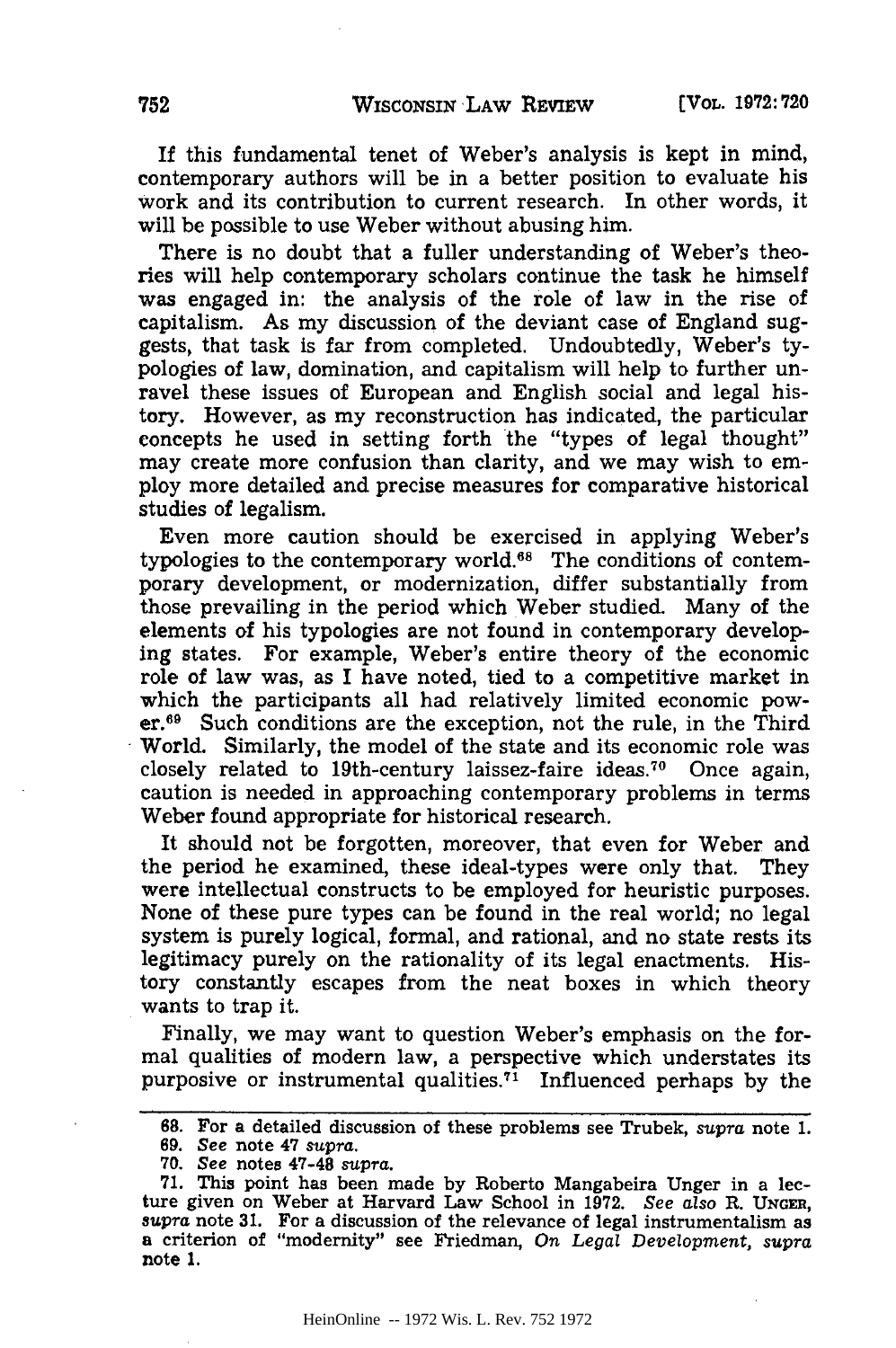If this fundamental tenet of Weber's analysis is kept in mind, contemporary authors will be in a better position to evaluate his work and its contribution to current research. In other words, it will be possible to use Weber without abusing him.

There is no doubt that a fuller understanding of Weber's theories will help contemporary scholars continue the task he himself was engaged in: the analysis of the role of law in the rise of capitalism. As my discussion of the deviant case of England suggests, that task is far from completed. Undoubtedly, Weber's typologies of law, domination, and capitalism will help to further unravel these issues of European and English social and legal history. However, as my reconstruction has indicated, the particular concepts he used in setting forth the "types of legal thought" may create more confusion than clarity, and we may wish to employ more detailed and precise measures for comparative historical studies of legalism.

Even more caution should be exercised in applying Weber's typologies to the contemporary world.[68] The conditions of contemporary development, or modernization, differ substantially from those prevailing in the period which Weber studied. Many of the elements of his typologies are not found in contemporary developing states. For example, Weber's entire theory of the economic role of law was, as I have noted, tied to a competitive market in which the participants all had relatively limited economic power.[69] Such conditions are the exception, not the rule, in the Third World. Similarly, the model of the state and its economic role was closely related to 19th-century laissez-faire ideas.[70] Once again, caution is needed in approaching contemporary problems in terms Weber found appropriate for historical research.

It should not be forgotten, moreover, that even for Weber and the period he examined, these ideal-types were only that. They were intellectual constructs to be employed for heuristic purposes. None of these pure types can be found in the real world; no legal system is purely logical, formal, and rational, and no state rests its legitimacy purely on the rationality of its legal enactments. History constantly escapes from the neat boxes in which theory wants to trap it.

Finally, we may want to question Weber's emphasis on the formal qualities of modern law, a perspective which understates its purposive or instrumental qualities.[71] Influenced perhaps by the

---

68. For a detailed discussion of these problems see Trubek, *supra* note 1.

69. *See* note 47 *supra*.

70. *See* notes 47-48 *supra*.

71. This point has been made by Roberto Mangabeira Unger in a lecture given on Weber at Harvard Law School in 1972. *See also* R. UNGER, *supra* note 31. For a discussion of the relevance of legal instrumentalism as a criterion of "modernity" see Friedman, *On Legal Development*, *supra* note 1.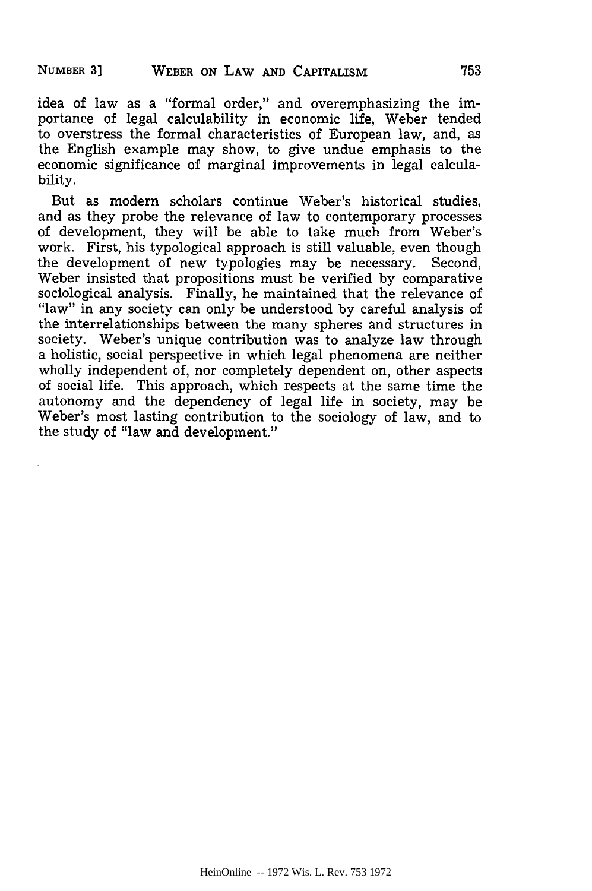idea of law as a "formal order," and overemphasizing the importance of legal calculability in economic life, Weber tended to overstress the formal characteristics of European law, and, as the English example may show, to give undue emphasis to the economic significance of marginal improvements in legal calculability.

But as modern scholars continue Weber's historical studies, and as they probe the relevance of law to contemporary processes of development, they will be able to take much from Weber's work. First, his typological approach is still valuable, even though the development of new typologies may be necessary. Second, Weber insisted that propositions must be verified by comparative sociological analysis. Finally, he maintained that the relevance of "law" in any society can only be understood by careful analysis of the interrelationships between the many spheres and structures in society. Weber's unique contribution was to analyze law through a holistic, social perspective in which legal phenomena are neither wholly independent of, nor completely dependent on, other aspects of social life. This approach, which respects at the same time the autonomy and the dependency of legal life in society, may be Weber's most lasting contribution to the sociology of law, and to the study of "law and development."